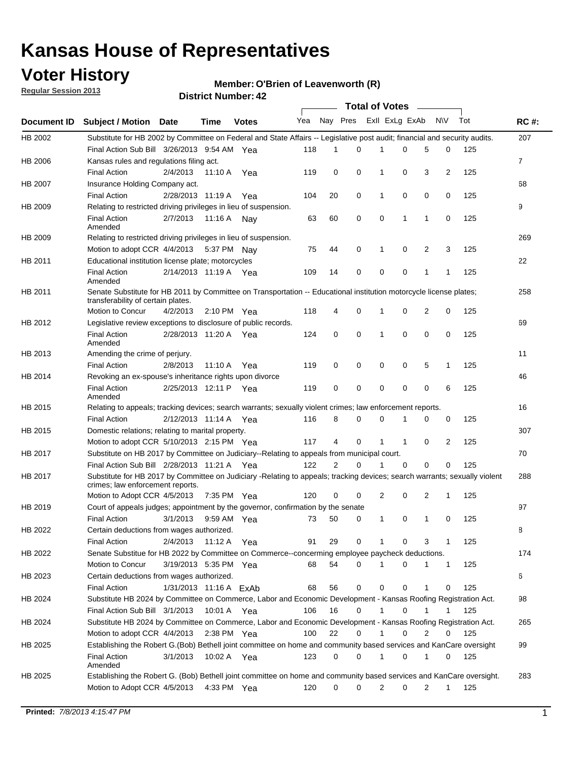# Kansas House of Representatives

## Voter History

**Regular Session 2013**

**Member: O'Brien of Leavenworth (R)**

**District Number: 42**

| Document ID | Subject / Motion | Date | Time | Votes | Yea | Nay | Pres | ExII | ExLg | ExAb | N\V | Tot | RC #: |
|---|---|---|---|---|---|---|---|---|---|---|---|---|---|
| HB 2002 | Substitute for HB 2002 by Committee on Federal and State Affairs -- Legislative post audit; financial and security audits. | | | | | | | | | | | | 207 |
| | Final Action Sub Bill | 3/26/2013 | 9:54 AM | Yea | 118 | 1 | 0 | 1 | 0 | 5 | 0 | 125 | |
| HB 2006 | Kansas rules and regulations filing act. | | | | | | | | | | | | 7 |
| | Final Action | 2/4/2013 | 11:10 A | Yea | 119 | 0 | 0 | 1 | 0 | 3 | 2 | 125 | |
| HB 2007 | Insurance Holding Company act. | | | | | | | | | | | | 68 |
| | Final Action | 2/28/2013 | 11:19 A | Yea | 104 | 20 | 0 | 1 | 0 | 0 | 0 | 125 | |
| HB 2009 | Relating to restricted driving privileges in lieu of suspension. | | | | | | | | | | | | 9 |
| | Final Action Amended | 2/7/2013 | 11:16 A | Nay | 63 | 60 | 0 | 0 | 1 | 1 | 0 | 125 | |
| HB 2009 | Relating to restricted driving privileges in lieu of suspension. | | | | | | | | | | | | 269 |
| | Motion to adopt CCR | 4/4/2013 | 5:37 PM | Nay | 75 | 44 | 0 | 1 | 0 | 2 | 3 | 125 | |
| HB 2011 | Educational institution license plate; motorcycles | | | | | | | | | | | | 22 |
| | Final Action Amended | 2/14/2013 | 11:19 A | Yea | 109 | 14 | 0 | 0 | 0 | 1 | 1 | 125 | |
| HB 2011 | Senate Substitute for HB 2011 by Committee on Transportation -- Educational institution motorcycle license plates; transferability of certain plates. | | | | | | | | | | | | 258 |
| | Motion to Concur | 4/2/2013 | 2:10 PM | Yea | 118 | 4 | 0 | 1 | 0 | 2 | 0 | 125 | |
| HB 2012 | Legislative review exceptions to disclosure of public records. | | | | | | | | | | | | 69 |
| | Final Action Amended | 2/28/2013 | 11:20 A | Yea | 124 | 0 | 0 | 1 | 0 | 0 | 0 | 125 | |
| HB 2013 | Amending the crime of perjury. | | | | | | | | | | | | 11 |
| | Final Action | 2/8/2013 | 11:10 A | Yea | 119 | 0 | 0 | 0 | 0 | 5 | 1 | 125 | |
| HB 2014 | Revoking an ex-spouse's inheritance rights upon divorce | | | | | | | | | | | | 46 |
| | Final Action Amended | 2/25/2013 | 12:11 P | Yea | 119 | 0 | 0 | 0 | 0 | 0 | 6 | 125 | |
| HB 2015 | Relating to appeals; tracking devices; search warrants; sexually violent crimes; law enforcement reports. | | | | | | | | | | | | 16 |
| | Final Action | 2/12/2013 | 11:14 A | Yea | 116 | 8 | 0 | 0 | 1 | 0 | 0 | 125 | |
| HB 2015 | Domestic relations; relating to marital property. | | | | | | | | | | | | 307 |
| | Motion to adopt CCR | 5/10/2013 | 2:15 PM | Yea | 117 | 4 | 0 | 1 | 1 | 0 | 2 | 125 | |
| HB 2017 | Substitute on HB 2017 by Committee on Judiciary--Relating to appeals from municipal court. | | | | | | | | | | | | 70 |
| | Final Action Sub Bill | 2/28/2013 | 11:21 A | Yea | 122 | 2 | 0 | 1 | 0 | 0 | 0 | 125 | |
| HB 2017 | Substitute for HB 2017 by Committee on Judiciary -Relating to appeals; tracking devices; search warrants; sexually violent crimes; law enforcement reports. | | | | | | | | | | | | 288 |
| | Motion to Adopt CCR | 4/5/2013 | 7:35 PM | Yea | 120 | 0 | 0 | 2 | 0 | 2 | 1 | 125 | |
| HB 2019 | Court of appeals judges; appointment by the governor, confirmation by the senate | | | | | | | | | | | | 97 |
| | Final Action | 3/1/2013 | 9:59 AM | Yea | 73 | 50 | 0 | 1 | 0 | 1 | 0 | 125 | |
| HB 2022 | Certain deductions from wages authorized. | | | | | | | | | | | | 8 |
| | Final Action | 2/4/2013 | 11:12 A | Yea | 91 | 29 | 0 | 1 | 0 | 3 | 1 | 125 | |
| HB 2022 | Senate Substitue for HB 2022 by Committee on Commerce--concerning employee paycheck deductions. | | | | | | | | | | | | 174 |
| | Motion to Concur | 3/19/2013 | 5:35 PM | Yea | 68 | 54 | 0 | 1 | 0 | 1 | 1 | 125 | |
| HB 2023 | Certain deductions from wages authorized. | | | | | | | | | | | | 6 |
| | Final Action | 1/31/2013 | 11:16 A | ExAb | 68 | 56 | 0 | 0 | 0 | 1 | 0 | 125 | |
| HB 2024 | Substitute HB 2024 by Committee on Commerce, Labor and Economic Development - Kansas Roofing Registration Act. | | | | | | | | | | | | 98 |
| | Final Action Sub Bill | 3/1/2013 | 10:01 A | Yea | 106 | 16 | 0 | 1 | 0 | 1 | 1 | 125 | |
| HB 2024 | Substitute HB 2024 by Committee on Commerce, Labor and Economic Development - Kansas Roofing Registration Act. | | | | | | | | | | | | 265 |
| | Motion to adopt CCR | 4/4/2013 | 2:38 PM | Yea | 100 | 22 | 0 | 1 | 0 | 2 | 0 | 125 | |
| HB 2025 | Establishing the Robert G.(Bob) Bethell joint committee on home and community based services and KanCare oversight | | | | | | | | | | | | 99 |
| | Final Action Amended | 3/1/2013 | 10:02 A | Yea | 123 | 0 | 0 | 1 | 0 | 1 | 0 | 125 | |
| HB 2025 | Establishing the Robert G. (Bob) Bethell joint committee on home and community based services and KanCare oversight. | | | | | | | | | | | | 283 |
| | Motion to Adopt CCR | 4/5/2013 | 4:33 PM | Yea | 120 | 0 | 0 | 2 | 0 | 2 | 1 | 125 | |

**Printed:** *7/8/2013 4:15:47 PM*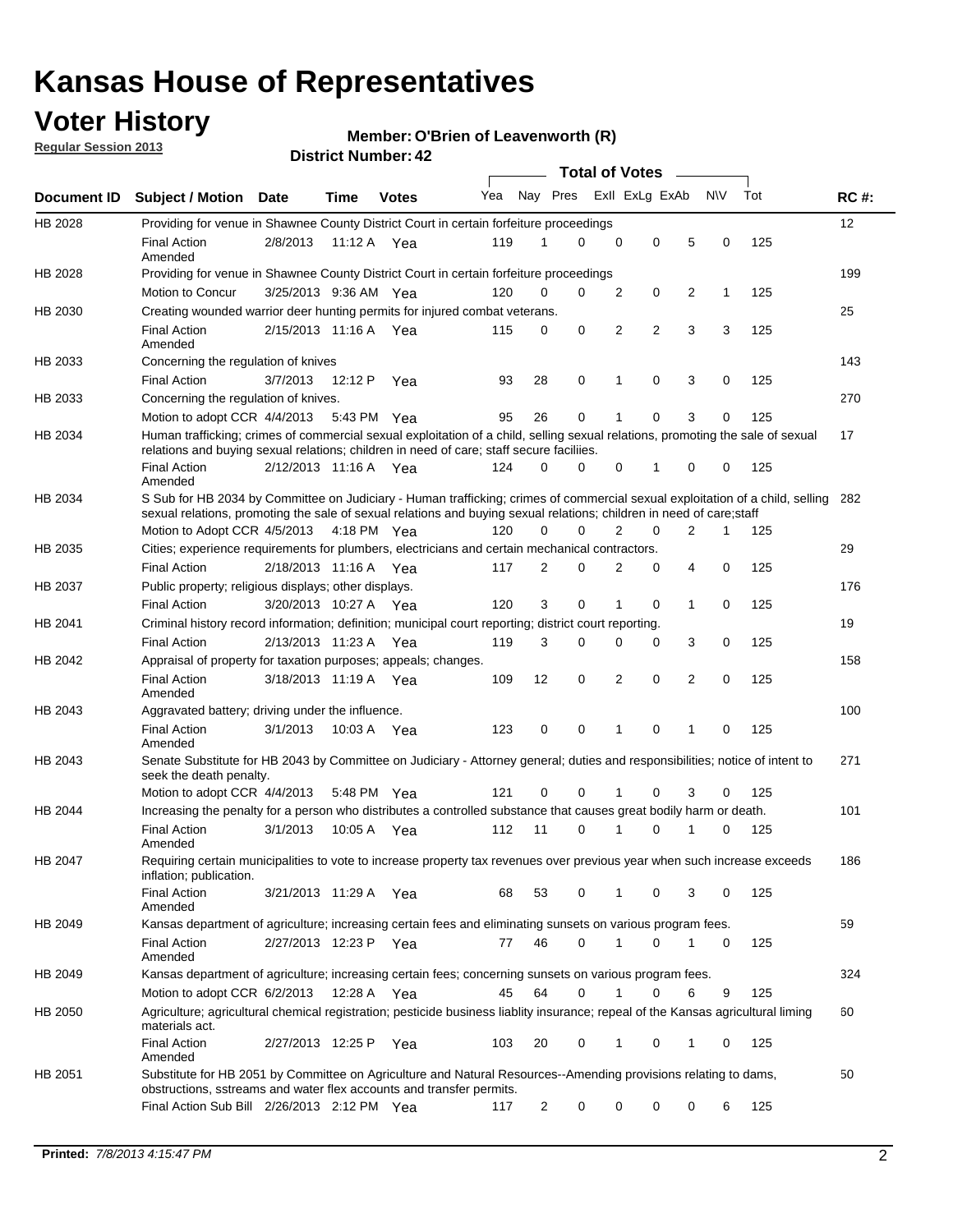# Kansas House of Representatives

## Voter History

**Regular Session 2013**

**Member: O'Brien of Leavenworth (R)**

**District Number: 42**

| Document ID | Subject / Motion | Date | Time | Votes | Yea | Nay | Pres | ExII | ExLg | ExAb | N\V | Tot | RC #: |
|---|---|---|---|---|---|---|---|---|---|---|---|---|---|
| HB 2028 | Providing for venue in Shawnee County District Court in certain forfeiture proceedings | | | | | | | | | | | | 12 |
| | Final Action Amended | 2/8/2013 | 11:12 A | Yea | 119 | 1 | 0 | 0 | 0 | 5 | 0 | 125 | |
| HB 2028 | Providing for venue in Shawnee County District Court in certain forfeiture proceedings | | | | | | | | | | | | 199 |
| | Motion to Concur | 3/25/2013 | 9:36 AM | Yea | 120 | 0 | 0 | 2 | 0 | 2 | 1 | 125 | |
| HB 2030 | Creating wounded warrior deer hunting permits for injured combat veterans. | | | | | | | | | | | | 25 |
| | Final Action Amended | 2/15/2013 | 11:16 A | Yea | 115 | 0 | 0 | 2 | 2 | 3 | 3 | 125 | |
| HB 2033 | Concerning the regulation of knives | | | | | | | | | | | | 143 |
| | Final Action | 3/7/2013 | 12:12 P | Yea | 93 | 28 | 0 | 1 | 0 | 3 | 0 | 125 | |
| HB 2033 | Concerning the regulation of knives. | | | | | | | | | | | | 270 |
| | Motion to adopt CCR | 4/4/2013 | 5:43 PM | Yea | 95 | 26 | 0 | 1 | 0 | 3 | 0 | 125 | |
| HB 2034 | Human trafficking; crimes of commercial sexual exploitation of a child, selling sexual relations, promoting the sale of sexual relations and buying sexual relations; children in need of care; staff secure faciliies. | | | | | | | | | | | | 17 |
| | Final Action Amended | 2/12/2013 | 11:16 A | Yea | 124 | 0 | 0 | 0 | 1 | 0 | 0 | 125 | |
| HB 2034 | S Sub for HB 2034 by Committee on Judiciary - Human trafficking; crimes of commercial sexual exploitation of a child, selling sexual relations, promoting the sale of sexual relations and buying sexual relations; children in need of care;staff | | | | | | | | | | | | 282 |
| | Motion to Adopt CCR | 4/5/2013 | 4:18 PM | Yea | 120 | 0 | 0 | 2 | 0 | 2 | 1 | 125 | |
| HB 2035 | Cities; experience requirements for plumbers, electricians and certain mechanical contractors. | | | | | | | | | | | | 29 |
| | Final Action | 2/18/2013 | 11:16 A | Yea | 117 | 2 | 0 | 2 | 0 | 4 | 0 | 125 | |
| HB 2037 | Public property; religious displays; other displays. | | | | | | | | | | | | 176 |
| | Final Action | 3/20/2013 | 10:27 A | Yea | 120 | 3 | 0 | 1 | 0 | 1 | 0 | 125 | |
| HB 2041 | Criminal history record information; definition; municipal court reporting; district court reporting. | | | | | | | | | | | | 19 |
| | Final Action | 2/13/2013 | 11:23 A | Yea | 119 | 3 | 0 | 0 | 0 | 3 | 0 | 125 | |
| HB 2042 | Appraisal of property for taxation purposes; appeals; changes. | | | | | | | | | | | | 158 |
| | Final Action Amended | 3/18/2013 | 11:19 A | Yea | 109 | 12 | 0 | 2 | 0 | 2 | 0 | 125 | |
| HB 2043 | Aggravated battery; driving under the influence. | | | | | | | | | | | | 100 |
| | Final Action Amended | 3/1/2013 | 10:03 A | Yea | 123 | 0 | 0 | 1 | 0 | 1 | 0 | 125 | |
| HB 2043 | Senate Substitute for HB 2043 by Committee on Judiciary - Attorney general; duties and responsibilities; notice of intent to seek the death penalty. | | | | | | | | | | | | 271 |
| | Motion to adopt CCR | 4/4/2013 | 5:48 PM | Yea | 121 | 0 | 0 | 1 | 0 | 3 | 0 | 125 | |
| HB 2044 | Increasing the penalty for a person who distributes a controlled substance that causes great bodily harm or death. | | | | | | | | | | | | 101 |
| | Final Action Amended | 3/1/2013 | 10:05 A | Yea | 112 | 11 | 0 | 1 | 0 | 1 | 0 | 125 | |
| HB 2047 | Requiring certain municipalities to vote to increase property tax revenues over previous year when such increase exceeds inflation; publication. | | | | | | | | | | | | 186 |
| | Final Action Amended | 3/21/2013 | 11:29 A | Yea | 68 | 53 | 0 | 1 | 0 | 3 | 0 | 125 | |
| HB 2049 | Kansas department of agriculture; increasing certain fees and eliminating sunsets on various program fees. | | | | | | | | | | | | 59 |
| | Final Action Amended | 2/27/2013 | 12:23 P | Yea | 77 | 46 | 0 | 1 | 0 | 1 | 0 | 125 | |
| HB 2049 | Kansas department of agriculture; increasing certain fees; concerning sunsets on various program fees. | | | | | | | | | | | | 324 |
| | Motion to adopt CCR | 6/2/2013 | 12:28 A | Yea | 45 | 64 | 0 | 1 | 0 | 6 | 9 | 125 | |
| HB 2050 | Agriculture; agricultural chemical registration; pesticide business liablity insurance; repeal of the Kansas agricultural liming materials act. | | | | | | | | | | | | 60 |
| | Final Action Amended | 2/27/2013 | 12:25 P | Yea | 103 | 20 | 0 | 1 | 0 | 1 | 0 | 125 | |
| HB 2051 | Substitute for HB 2051 by Committee on Agriculture and Natural Resources--Amending provisions relating to dams, obstructions, sstreams and water flex accounts and transfer permits. | | | | | | | | | | | | 50 |
| | Final Action Sub Bill | 2/26/2013 | 2:12 PM | Yea | 117 | 2 | 0 | 0 | 0 | 0 | 6 | 125 | |

**Printed:** *7/8/2013 4:15:47 PM*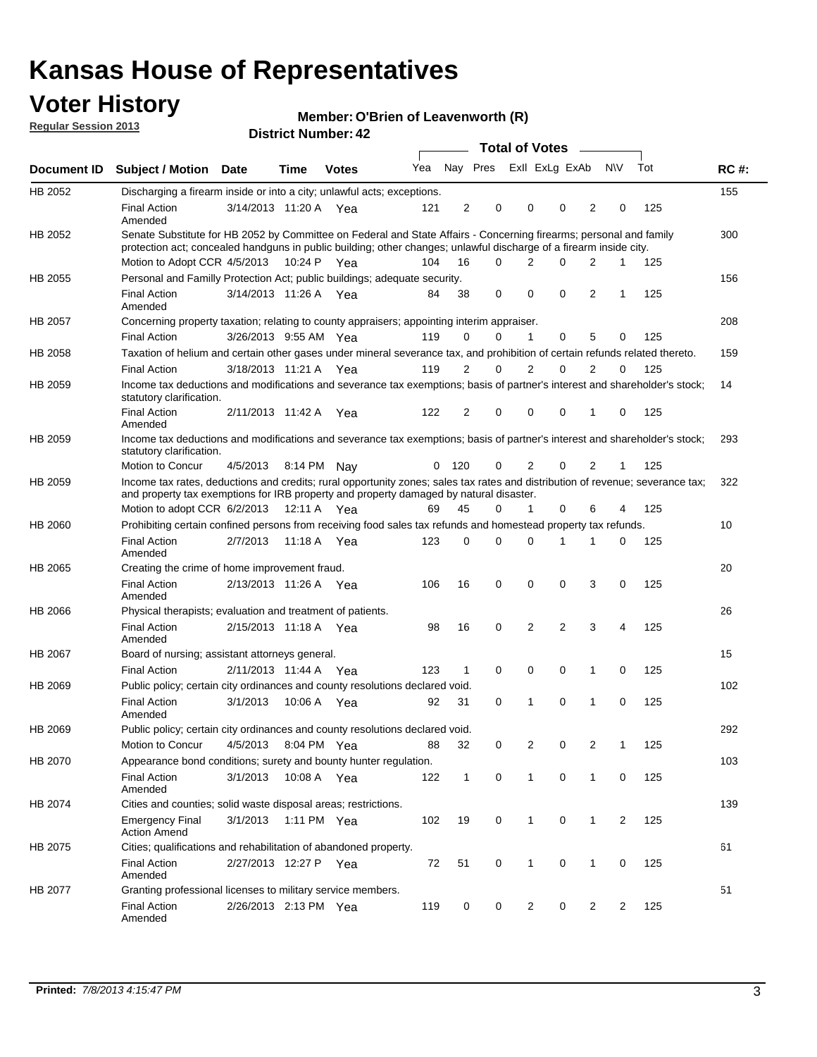# Kansas House of Representatives

## Voter History

**Regular Session 2013**

**Member: O'Brien of Leavenworth (R)**

**District Number: 42**

| Document ID | Subject / Motion | Date | Time | Votes | Yea | Nay | Pres | ExII | ExLg | ExAb | N\V | Tot | RC #: |
|---|---|---|---|---|---|---|---|---|---|---|---|---|---|
| HB 2052 | Discharging a firearm inside or into a city; unlawful acts; exceptions. | | | | | | | | | | | | 155 |
| | Final Action Amended | 3/14/2013 | 11:20 A | Yea | 121 | 2 | 0 | 0 | 0 | 2 | 0 | 125 | |
| HB 2052 | Senate Substitute for HB 2052 by Committee on Federal and State Affairs - Concerning firearms; personal and family protection act; concealed handguns in public building; other changes; unlawful discharge of a firearm inside city. | | | | | | | | | | | | 300 |
| | Motion to Adopt CCR | 4/5/2013 | 10:24 P | Yea | 104 | 16 | 0 | 2 | 0 | 2 | 1 | 125 | |
| HB 2055 | Personal and Familly Protection Act; public buildings; adequate security. | | | | | | | | | | | | 156 |
| | Final Action Amended | 3/14/2013 | 11:26 A | Yea | 84 | 38 | 0 | 0 | 0 | 2 | 1 | 125 | |
| HB 2057 | Concerning property taxation; relating to county appraisers; appointing interim appraiser. | | | | | | | | | | | | 208 |
| | Final Action | 3/26/2013 | 9:55 AM | Yea | 119 | 0 | 0 | 1 | 0 | 5 | 0 | 125 | |
| HB 2058 | Taxation of helium and certain other gases under mineral severance tax, and prohibition of certain refunds related thereto. | | | | | | | | | | | | 159 |
| | Final Action | 3/18/2013 | 11:21 A | Yea | 119 | 2 | 0 | 2 | 0 | 2 | 0 | 125 | |
| HB 2059 | Income tax deductions and modifications and severance tax exemptions; basis of partner's interest and shareholder's stock; statutory clarification. | | | | | | | | | | | | 14 |
| | Final Action Amended | 2/11/2013 | 11:42 A | Yea | 122 | 2 | 0 | 0 | 0 | 1 | 0 | 125 | |
| HB 2059 | Income tax deductions and modifications and severance tax exemptions; basis of partner's interest and shareholder's stock; statutory clarification. | | | | | | | | | | | | 293 |
| | Motion to Concur | 4/5/2013 | 8:14 PM | Nay | 0 | 120 | 0 | 2 | 0 | 2 | 1 | 125 | |
| HB 2059 | Income tax rates, deductions and credits; rural opportunity zones; sales tax rates and distribution of revenue; severance tax; and property tax exemptions for IRB property and property damaged by natural disaster. | | | | | | | | | | | | 322 |
| | Motion to adopt CCR | 6/2/2013 | 12:11 A | Yea | 69 | 45 | 0 | 1 | 0 | 6 | 4 | 125 | |
| HB 2060 | Prohibiting certain confined persons from receiving food sales tax refunds and homestead property tax refunds. | | | | | | | | | | | | 10 |
| | Final Action Amended | 2/7/2013 | 11:18 A | Yea | 123 | 0 | 0 | 0 | 1 | 1 | 0 | 125 | |
| HB 2065 | Creating the crime of home improvement fraud. | | | | | | | | | | | | 20 |
| | Final Action Amended | 2/13/2013 | 11:26 A | Yea | 106 | 16 | 0 | 0 | 0 | 3 | 0 | 125 | |
| HB 2066 | Physical therapists; evaluation and treatment of patients. | | | | | | | | | | | | 26 |
| | Final Action Amended | 2/15/2013 | 11:18 A | Yea | 98 | 16 | 0 | 2 | 2 | 3 | 4 | 125 | |
| HB 2067 | Board of nursing; assistant attorneys general. | | | | | | | | | | | | 15 |
| | Final Action | 2/11/2013 | 11:44 A | Yea | 123 | 1 | 0 | 0 | 0 | 1 | 0 | 125 | |
| HB 2069 | Public policy; certain city ordinances and county resolutions declared void. | | | | | | | | | | | | 102 |
| | Final Action Amended | 3/1/2013 | 10:06 A | Yea | 92 | 31 | 0 | 1 | 0 | 1 | 0 | 125 | |
| HB 2069 | Public policy; certain city ordinances and county resolutions declared void. | | | | | | | | | | | | 292 |
| | Motion to Concur | 4/5/2013 | 8:04 PM | Yea | 88 | 32 | 0 | 2 | 0 | 2 | 1 | 125 | |
| HB 2070 | Appearance bond conditions; surety and bounty hunter regulation. | | | | | | | | | | | | 103 |
| | Final Action Amended | 3/1/2013 | 10:08 A | Yea | 122 | 1 | 0 | 1 | 0 | 1 | 0 | 125 | |
| HB 2074 | Cities and counties; solid waste disposal areas; restrictions. | | | | | | | | | | | | 139 |
| | Emergency Final Action Amend | 3/1/2013 | 1:11 PM | Yea | 102 | 19 | 0 | 1 | 0 | 1 | 2 | 125 | |
| HB 2075 | Cities; qualifications and rehabilitation of abandoned property. | | | | | | | | | | | | 61 |
| | Final Action Amended | 2/27/2013 | 12:27 P | Yea | 72 | 51 | 0 | 1 | 0 | 1 | 0 | 125 | |
| HB 2077 | Granting professional licenses to military service members. | | | | | | | | | | | | 51 |
| | Final Action Amended | 2/26/2013 | 2:13 PM | Yea | 119 | 0 | 0 | 2 | 0 | 2 | 2 | 125 | |

**Printed:** *7/8/2013 4:15:47 PM*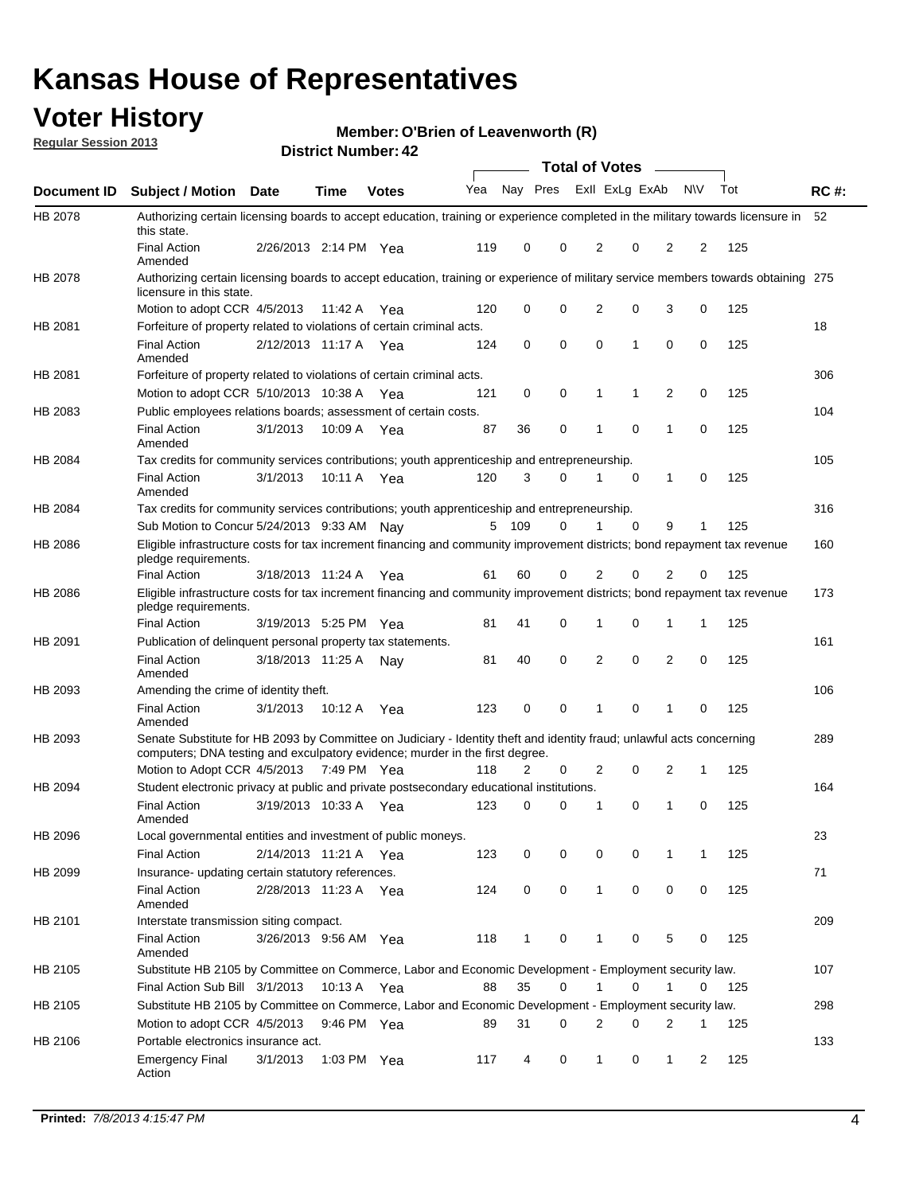# Kansas House of Representatives

## Voter History

**Regular Session 2013**

**Member: O'Brien of Leavenworth (R)**

**District Number: 42**

| Document ID | Subject / Motion | Date | Time | Votes | Yea | Nay | Pres | ExII | ExLg | ExAb | N\V | Tot | RC #: |
|---|---|---|---|---|---|---|---|---|---|---|---|---|---|
| HB 2078 | Authorizing certain licensing boards to accept education, training or experience completed in the military towards licensure in this state. | | | | | | | | | | | | 52 |
| | Final Action Amended | 2/26/2013 | 2:14 PM | Yea | 119 | 0 | 0 | 2 | 0 | 2 | 2 | 125 | |
| HB 2078 | Authorizing certain licensing boards to accept education, training or experience of military service members towards obtaining licensure in this state. | | | | | | | | | | | | 275 |
| | Motion to adopt CCR | 4/5/2013 | 11:42 A | Yea | 120 | 0 | 0 | 2 | 0 | 3 | 0 | 125 | |
| HB 2081 | Forfeiture of property related to violations of certain criminal acts. | | | | | | | | | | | | 18 |
| | Final Action Amended | 2/12/2013 | 11:17 A | Yea | 124 | 0 | 0 | 0 | 1 | 0 | 0 | 125 | |
| HB 2081 | Forfeiture of property related to violations of certain criminal acts. | | | | | | | | | | | | 306 |
| | Motion to adopt CCR | 5/10/2013 | 10:38 A | Yea | 121 | 0 | 0 | 1 | 1 | 2 | 0 | 125 | |
| HB 2083 | Public employees relations boards; assessment of certain costs. | | | | | | | | | | | | 104 |
| | Final Action Amended | 3/1/2013 | 10:09 A | Yea | 87 | 36 | 0 | 1 | 0 | 1 | 0 | 125 | |
| HB 2084 | Tax credits for community services contributions; youth apprenticeship and entrepreneurship. | | | | | | | | | | | | 105 |
| | Final Action Amended | 3/1/2013 | 10:11 A | Yea | 120 | 3 | 0 | 1 | 0 | 1 | 0 | 125 | |
| HB 2084 | Tax credits for community services contributions; youth apprenticeship and entrepreneurship. | | | | | | | | | | | | 316 |
| | Sub Motion to Concur | 5/24/2013 | 9:33 AM | Nay | 5 | 109 | 0 | 1 | 0 | 9 | 1 | 125 | |
| HB 2086 | Eligible infrastructure costs for tax increment financing and community improvement districts; bond repayment tax revenue pledge requirements. | | | | | | | | | | | | 160 |
| | Final Action | 3/18/2013 | 11:24 A | Yea | 61 | 60 | 0 | 2 | 0 | 2 | 0 | 125 | |
| HB 2086 | Eligible infrastructure costs for tax increment financing and community improvement districts; bond repayment tax revenue pledge requirements. | | | | | | | | | | | | 173 |
| | Final Action | 3/19/2013 | 5:25 PM | Yea | 81 | 41 | 0 | 1 | 0 | 1 | 1 | 125 | |
| HB 2091 | Publication of delinquent personal property tax statements. | | | | | | | | | | | | 161 |
| | Final Action Amended | 3/18/2013 | 11:25 A | Nay | 81 | 40 | 0 | 2 | 0 | 2 | 0 | 125 | |
| HB 2093 | Amending the crime of identity theft. | | | | | | | | | | | | 106 |
| | Final Action Amended | 3/1/2013 | 10:12 A | Yea | 123 | 0 | 0 | 1 | 0 | 1 | 0 | 125 | |
| HB 2093 | Senate Substitute for HB 2093 by Committee on Judiciary - Identity theft and identity fraud; unlawful acts concerning computers; DNA testing and exculpatory evidence; murder in the first degree. | | | | | | | | | | | | 289 |
| | Motion to Adopt CCR | 4/5/2013 | 7:49 PM | Yea | 118 | 2 | 0 | 2 | 0 | 2 | 1 | 125 | |
| HB 2094 | Student electronic privacy at public and private postsecondary educational institutions. | | | | | | | | | | | | 164 |
| | Final Action Amended | 3/19/2013 | 10:33 A | Yea | 123 | 0 | 0 | 1 | 0 | 1 | 0 | 125 | |
| HB 2096 | Local governmental entities and investment of public moneys. | | | | | | | | | | | | 23 |
| | Final Action | 2/14/2013 | 11:21 A | Yea | 123 | 0 | 0 | 0 | 0 | 1 | 1 | 125 | |
| HB 2099 | Insurance- updating certain statutory references. | | | | | | | | | | | | 71 |
| | Final Action Amended | 2/28/2013 | 11:23 A | Yea | 124 | 0 | 0 | 1 | 0 | 0 | 0 | 125 | |
| HB 2101 | Interstate transmission siting compact. | | | | | | | | | | | | 209 |
| | Final Action Amended | 3/26/2013 | 9:56 AM | Yea | 118 | 1 | 0 | 1 | 0 | 5 | 0 | 125 | |
| HB 2105 | Substitute HB 2105 by Committee on Commerce, Labor and Economic Development - Employment security law. | | | | | | | | | | | | 107 |
| | Final Action Sub Bill | 3/1/2013 | 10:13 A | Yea | 88 | 35 | 0 | 1 | 0 | 1 | 0 | 125 | |
| HB 2105 | Substitute HB 2105 by Committee on Commerce, Labor and Economic Development - Employment security law. | | | | | | | | | | | | 298 |
| | Motion to adopt CCR | 4/5/2013 | 9:46 PM | Yea | 89 | 31 | 0 | 2 | 0 | 2 | 1 | 125 | |
| HB 2106 | Portable electronics insurance act. | | | | | | | | | | | | 133 |
| | Emergency Final Action | 3/1/2013 | 1:03 PM | Yea | 117 | 4 | 0 | 1 | 0 | 1 | 2 | 125 | |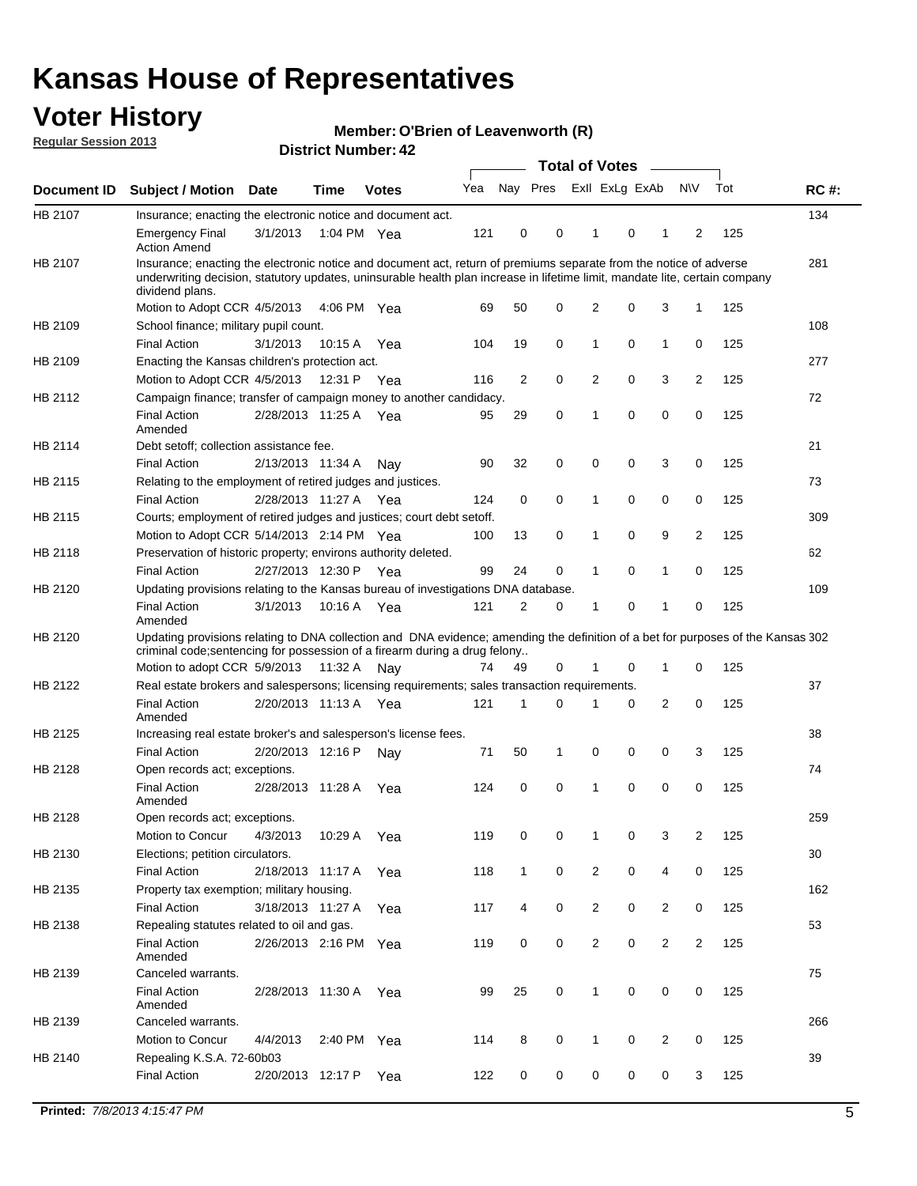# Kansas House of Representatives

## Voter History

**Regular Session 2013**

**Member: O'Brien of Leavenworth (R)**

**District Number: 42**

| Document ID | Subject / Motion | Date | Time | Votes | Yea | Nay | Pres | ExII | ExLg | ExAb | N\V | Tot | RC #: |
|---|---|---|---|---|---|---|---|---|---|---|---|---|---|
| HB 2107 | Insurance; enacting the electronic notice and document act. | | | | | | | | | | | | 134 |
| | Emergency Final Action Amend | 3/1/2013 | 1:04 PM | Yea | 121 | 0 | 0 | 1 | 0 | 1 | 2 | 125 | |
| HB 2107 | Insurance; enacting the electronic notice and document act, return of premiums separate from the notice of adverse underwriting decision, statutory updates, uninsurable health plan increase in lifetime limit, mandate lite, certain company dividend plans. | | | | | | | | | | | | 281 |
| | Motion to Adopt CCR | 4/5/2013 | 4:06 PM | Yea | 69 | 50 | 0 | 2 | 0 | 3 | 1 | 125 | |
| HB 2109 | School finance; military pupil count. | | | | | | | | | | | | 108 |
| | Final Action | 3/1/2013 | 10:15 A | Yea | 104 | 19 | 0 | 1 | 0 | 1 | 0 | 125 | |
| HB 2109 | Enacting the Kansas children's protection act. | | | | | | | | | | | | 277 |
| | Motion to Adopt CCR | 4/5/2013 | 12:31 P | Yea | 116 | 2 | 0 | 2 | 0 | 3 | 2 | 125 | |
| HB 2112 | Campaign finance; transfer of campaign money to another candidacy. | | | | | | | | | | | | 72 |
| | Final Action Amended | 2/28/2013 | 11:25 A | Yea | 95 | 29 | 0 | 1 | 0 | 0 | 0 | 125 | |
| HB 2114 | Debt setoff; collection assistance fee. | | | | | | | | | | | | 21 |
| | Final Action | 2/13/2013 | 11:34 A | Nay | 90 | 32 | 0 | 0 | 0 | 3 | 0 | 125 | |
| HB 2115 | Relating to the employment of retired judges and justices. | | | | | | | | | | | | 73 |
| | Final Action | 2/28/2013 | 11:27 A | Yea | 124 | 0 | 0 | 1 | 0 | 0 | 0 | 125 | |
| HB 2115 | Courts; employment of retired judges and justices; court debt setoff. | | | | | | | | | | | | 309 |
| | Motion to Adopt CCR | 5/14/2013 | 2:14 PM | Yea | 100 | 13 | 0 | 1 | 0 | 9 | 2 | 125 | |
| HB 2118 | Preservation of historic property; environs authority deleted. | | | | | | | | | | | | 62 |
| | Final Action | 2/27/2013 | 12:30 P | Yea | 99 | 24 | 0 | 1 | 0 | 1 | 0 | 125 | |
| HB 2120 | Updating provisions relating to the Kansas bureau of investigations DNA database. | | | | | | | | | | | | 109 |
| | Final Action Amended | 3/1/2013 | 10:16 A | Yea | 121 | 2 | 0 | 1 | 0 | 1 | 0 | 125 | |
| HB 2120 | Updating provisions relating to DNA collection and DNA evidence; amending the definition of a bet for purposes of the Kansas criminal code;sentencing for possession of a firearm during a drug felony.. | | | | | | | | | | | | 302 |
| | Motion to adopt CCR | 5/9/2013 | 11:32 A | Nay | 74 | 49 | 0 | 1 | 0 | 1 | 0 | 125 | |
| HB 2122 | Real estate brokers and salespersons; licensing requirements; sales transaction requirements. | | | | | | | | | | | | 37 |
| | Final Action Amended | 2/20/2013 | 11:13 A | Yea | 121 | 1 | 0 | 1 | 0 | 2 | 0 | 125 | |
| HB 2125 | Increasing real estate broker's and salesperson's license fees. | | | | | | | | | | | | 38 |
| | Final Action | 2/20/2013 | 12:16 P | Nay | 71 | 50 | 1 | 0 | 0 | 0 | 3 | 125 | |
| HB 2128 | Open records act; exceptions. | | | | | | | | | | | | 74 |
| | Final Action Amended | 2/28/2013 | 11:28 A | Yea | 124 | 0 | 0 | 1 | 0 | 0 | 0 | 125 | |
| HB 2128 | Open records act; exceptions. | | | | | | | | | | | | 259 |
| | Motion to Concur | 4/3/2013 | 10:29 A | Yea | 119 | 0 | 0 | 1 | 0 | 3 | 2 | 125 | |
| HB 2130 | Elections; petition circulators. | | | | | | | | | | | | 30 |
| | Final Action | 2/18/2013 | 11:17 A | Yea | 118 | 1 | 0 | 2 | 0 | 4 | 0 | 125 | |
| HB 2135 | Property tax exemption; military housing. | | | | | | | | | | | | 162 |
| | Final Action | 3/18/2013 | 11:27 A | Yea | 117 | 4 | 0 | 2 | 0 | 2 | 0 | 125 | |
| HB 2138 | Repealing statutes related to oil and gas. | | | | | | | | | | | | 53 |
| | Final Action Amended | 2/26/2013 | 2:16 PM | Yea | 119 | 0 | 0 | 2 | 0 | 2 | 2 | 125 | |
| HB 2139 | Canceled warrants. | | | | | | | | | | | | 75 |
| | Final Action Amended | 2/28/2013 | 11:30 A | Yea | 99 | 25 | 0 | 1 | 0 | 0 | 0 | 125 | |
| HB 2139 | Canceled warrants. | | | | | | | | | | | | 266 |
| | Motion to Concur | 4/4/2013 | 2:40 PM | Yea | 114 | 8 | 0 | 1 | 0 | 2 | 0 | 125 | |
| HB 2140 | Repealing K.S.A. 72-60b03 | | | | | | | | | | | | 39 |
| | Final Action | 2/20/2013 | 12:17 P | Yea | 122 | 0 | 0 | 0 | 0 | 0 | 3 | 125 | |

**Printed:** *7/8/2013 4:15:47 PM*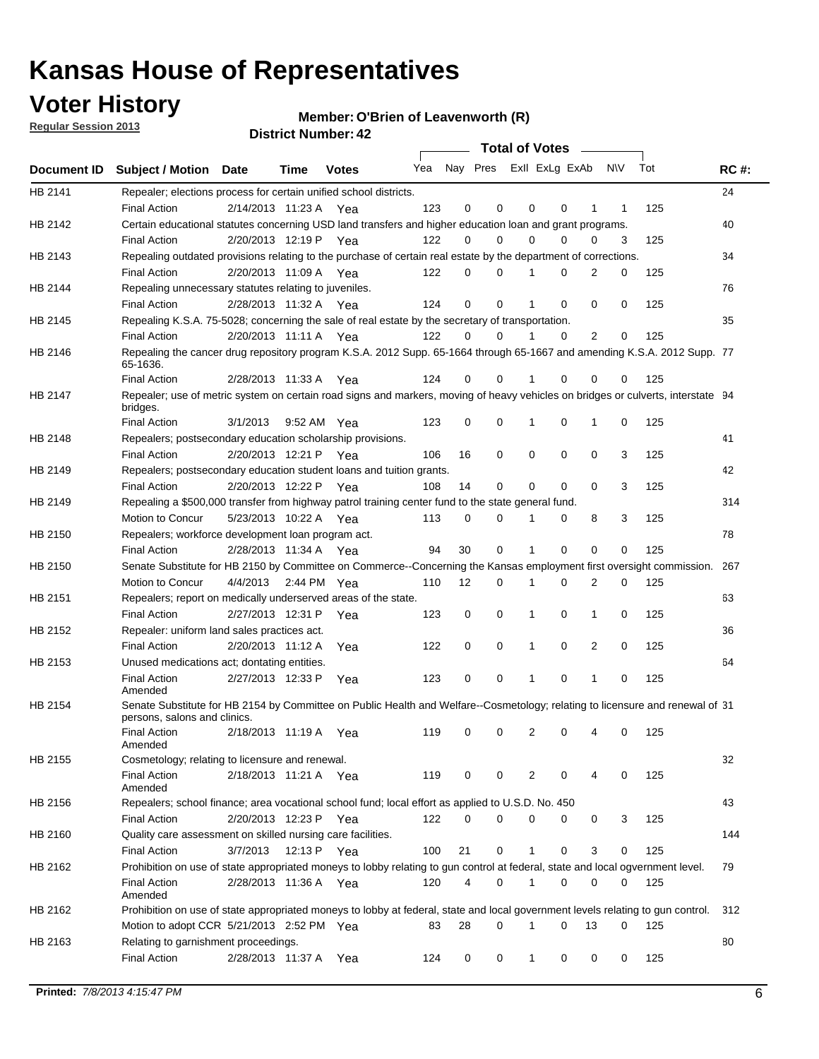# Kansas House of Representatives

## Voter History

**Regular Session 2013**

**Member: O'Brien of Leavenworth (R)**

**District Number: 42**

| Document ID | Subject / Motion | Date | Time | Votes | Yea | Nay | Pres | ExII | ExLg | ExAb | N\V | Tot | RC #: |
|---|---|---|---|---|---|---|---|---|---|---|---|---|---|
| HB 2141 | Repealer; elections process for certain unified school districts. | | | | | | | | | | | | 24 |
| | Final Action | 2/14/2013 | 11:23 A | Yea | 123 | 0 | 0 | 0 | 0 | 1 | 1 | 125 | |
| HB 2142 | Certain educational statutes concerning USD land transfers and higher education loan and grant programs. | | | | | | | | | | | | 40 |
| | Final Action | 2/20/2013 | 12:19 P | Yea | 122 | 0 | 0 | 0 | 0 | 0 | 3 | 125 | |
| HB 2143 | Repealing outdated provisions relating to the purchase of certain real estate by the department of corrections. | | | | | | | | | | | | 34 |
| | Final Action | 2/20/2013 | 11:09 A | Yea | 122 | 0 | 0 | 1 | 0 | 2 | 0 | 125 | |
| HB 2144 | Repealing unnecessary statutes relating to juveniles. | | | | | | | | | | | | 76 |
| | Final Action | 2/28/2013 | 11:32 A | Yea | 124 | 0 | 0 | 1 | 0 | 0 | 0 | 125 | |
| HB 2145 | Repealing K.S.A. 75-5028; concerning the sale of real estate by the secretary of transportation. | | | | | | | | | | | | 35 |
| | Final Action | 2/20/2013 | 11:11 A | Yea | 122 | 0 | 0 | 1 | 0 | 2 | 0 | 125 | |
| HB 2146 | Repealing the cancer drug repository program K.S.A. 2012 Supp. 65-1664 through 65-1667 and amending K.S.A. 2012 Supp. 65-1636. | | | | | | | | | | | | 77 |
| | Final Action | 2/28/2013 | 11:33 A | Yea | 124 | 0 | 0 | 1 | 0 | 0 | 0 | 125 | |
| HB 2147 | Repealer; use of metric system on certain road signs and markers, moving of heavy vehicles on bridges or culverts, interstate bridges. | | | | | | | | | | | | 94 |
| | Final Action | 3/1/2013 | 9:52 AM | Yea | 123 | 0 | 0 | 1 | 0 | 1 | 0 | 125 | |
| HB 2148 | Repealers; postsecondary education scholarship provisions. | | | | | | | | | | | | 41 |
| | Final Action | 2/20/2013 | 12:21 P | Yea | 106 | 16 | 0 | 0 | 0 | 0 | 3 | 125 | |
| HB 2149 | Repealers; postsecondary education student loans and tuition grants. | | | | | | | | | | | | 42 |
| | Final Action | 2/20/2013 | 12:22 P | Yea | 108 | 14 | 0 | 0 | 0 | 0 | 3 | 125 | |
| HB 2149 | Repealing a $500,000 transfer from highway patrol training center fund to the state general fund. | | | | | | | | | | | | 314 |
| | Motion to Concur | 5/23/2013 | 10:22 A | Yea | 113 | 0 | 0 | 1 | 0 | 8 | 3 | 125 | |
| HB 2150 | Repealers; workforce development loan program act. | | | | | | | | | | | | 78 |
| | Final Action | 2/28/2013 | 11:34 A | Yea | 94 | 30 | 0 | 1 | 0 | 0 | 0 | 125 | |
| HB 2150 | Senate Substitute for HB 2150 by Committee on Commerce--Concerning the Kansas employment first oversight commission. | | | | | | | | | | | | 267 |
| | Motion to Concur | 4/4/2013 | 2:44 PM | Yea | 110 | 12 | 0 | 1 | 0 | 2 | 0 | 125 | |
| HB 2151 | Repealers; report on medically underserved areas of the state. | | | | | | | | | | | | 63 |
| | Final Action | 2/27/2013 | 12:31 P | Yea | 123 | 0 | 0 | 1 | 0 | 1 | 0 | 125 | |
| HB 2152 | Repealer: uniform land sales practices act. | | | | | | | | | | | | 36 |
| | Final Action | 2/20/2013 | 11:12 A | Yea | 122 | 0 | 0 | 1 | 0 | 2 | 0 | 125 | |
| HB 2153 | Unused medications act; dontating entities. | | | | | | | | | | | | 64 |
| | Final Action Amended | 2/27/2013 | 12:33 P | Yea | 123 | 0 | 0 | 1 | 0 | 1 | 0 | 125 | |
| HB 2154 | Senate Substitute for HB 2154 by Committee on Public Health and Welfare--Cosmetology; relating to licensure and renewal of persons, salons and clinics. | | | | | | | | | | | | 31 |
| | Final Action Amended | 2/18/2013 | 11:19 A | Yea | 119 | 0 | 0 | 2 | 0 | 4 | 0 | 125 | |
| HB 2155 | Cosmetology; relating to licensure and renewal. | | | | | | | | | | | | 32 |
| | Final Action Amended | 2/18/2013 | 11:21 A | Yea | 119 | 0 | 0 | 2 | 0 | 4 | 0 | 125 | |
| HB 2156 | Repealers; school finance; area vocational school fund; local effort as applied to U.S.D. No. 450 | | | | | | | | | | | | 43 |
| | Final Action | 2/20/2013 | 12:23 P | Yea | 122 | 0 | 0 | 0 | 0 | 0 | 3 | 125 | |
| HB 2160 | Quality care assessment on skilled nursing care facilities. | | | | | | | | | | | | 144 |
| | Final Action | 3/7/2013 | 12:13 P | Yea | 100 | 21 | 0 | 1 | 0 | 3 | 0 | 125 | |
| HB 2162 | Prohibition on use of state appropriated moneys to lobby relating to gun control at federal, state and local ogvernment level. | | | | | | | | | | | | 79 |
| | Final Action Amended | 2/28/2013 | 11:36 A | Yea | 120 | 4 | 0 | 1 | 0 | 0 | 0 | 125 | |
| HB 2162 | Prohibition on use of state appropriated moneys to lobby at federal, state and local government levels relating to gun control. | | | | | | | | | | | | 312 |
| | Motion to adopt CCR | 5/21/2013 | 2:52 PM | Yea | 83 | 28 | 0 | 1 | 0 | 13 | 0 | 125 | |
| HB 2163 | Relating to garnishment proceedings. | | | | | | | | | | | | 80 |
| | Final Action | 2/28/2013 | 11:37 A | Yea | 124 | 0 | 0 | 1 | 0 | 0 | 0 | 125 | |

**Printed:** *7/8/2013 4:15:47 PM*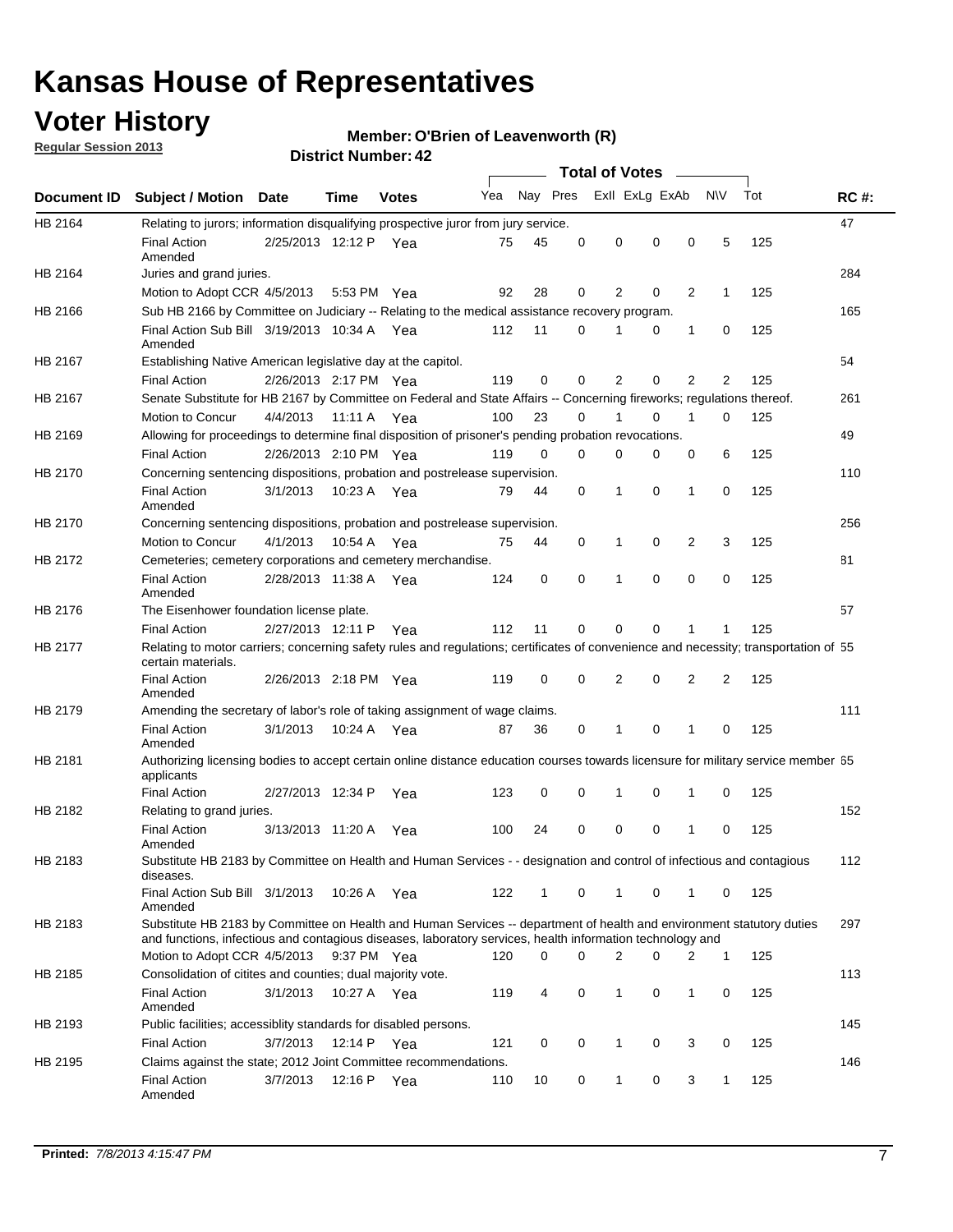# Kansas House of Representatives

## Voter History

**Regular Session 2013**

**Member: O'Brien of Leavenworth (R)**

**District Number: 42**

| Document ID | Subject / Motion | Date | Time | Votes | Yea | Nay | Pres | ExII | ExLg | ExAb | N\V | Tot | RC #: |
|---|---|---|---|---|---|---|---|---|---|---|---|---|---|
| HB 2164 | Relating to jurors; information disqualifying prospective juror from jury service. | | | | | | | | | | | | 47 |
| | Final Action Amended | 2/25/2013 | 12:12 P | Yea | 75 | 45 | 0 | 0 | 0 | 0 | 5 | 125 | |
| HB 2164 | Juries and grand juries. | | | | | | | | | | | | 284 |
| | Motion to Adopt CCR | 4/5/2013 | 5:53 PM | Yea | 92 | 28 | 0 | 2 | 0 | 2 | 1 | 125 | |
| HB 2166 | Sub HB 2166 by Committee on Judiciary -- Relating to the medical assistance recovery program. | | | | | | | | | | | | 165 |
| | Final Action Sub Bill Amended | 3/19/2013 | 10:34 A | Yea | 112 | 11 | 0 | 1 | 0 | 1 | 0 | 125 | |
| HB 2167 | Establishing Native American legislative day at the capitol. | | | | | | | | | | | | 54 |
| | Final Action | 2/26/2013 | 2:17 PM | Yea | 119 | 0 | 0 | 2 | 0 | 2 | 2 | 125 | |
| HB 2167 | Senate Substitute for HB 2167 by Committee on Federal and State Affairs -- Concerning fireworks; regulations thereof. | | | | | | | | | | | | 261 |
| | Motion to Concur | 4/4/2013 | 11:11 A | Yea | 100 | 23 | 0 | 1 | 0 | 1 | 0 | 125 | |
| HB 2169 | Allowing for proceedings to determine final disposition of prisoner's pending probation revocations. | | | | | | | | | | | | 49 |
| | Final Action | 2/26/2013 | 2:10 PM | Yea | 119 | 0 | 0 | 0 | 0 | 0 | 6 | 125 | |
| HB 2170 | Concerning sentencing dispositions, probation and postrelease supervision. | | | | | | | | | | | | 110 |
| | Final Action Amended | 3/1/2013 | 10:23 A | Yea | 79 | 44 | 0 | 1 | 0 | 1 | 0 | 125 | |
| HB 2170 | Concerning sentencing dispositions, probation and postrelease supervision. | | | | | | | | | | | | 256 |
| | Motion to Concur | 4/1/2013 | 10:54 A | Yea | 75 | 44 | 0 | 1 | 0 | 2 | 3 | 125 | |
| HB 2172 | Cemeteries; cemetery corporations and cemetery merchandise. | | | | | | | | | | | | 81 |
| | Final Action Amended | 2/28/2013 | 11:38 A | Yea | 124 | 0 | 0 | 1 | 0 | 0 | 0 | 125 | |
| HB 2176 | The Eisenhower foundation license plate. | | | | | | | | | | | | 57 |
| | Final Action | 2/27/2013 | 12:11 P | Yea | 112 | 11 | 0 | 0 | 0 | 1 | 1 | 125 | |
| HB 2177 | Relating to motor carriers; concerning safety rules and regulations; certificates of convenience and necessity; transportation of certain materials. | | | | | | | | | | | | 55 |
| | Final Action Amended | 2/26/2013 | 2:18 PM | Yea | 119 | 0 | 0 | 2 | 0 | 2 | 2 | 125 | |
| HB 2179 | Amending the secretary of labor's role of taking assignment of wage claims. | | | | | | | | | | | | 111 |
| | Final Action Amended | 3/1/2013 | 10:24 A | Yea | 87 | 36 | 0 | 1 | 0 | 1 | 0 | 125 | |
| HB 2181 | Authorizing licensing bodies to accept certain online distance education courses towards licensure for military service member applicants | | | | | | | | | | | | 65 |
| | Final Action | 2/27/2013 | 12:34 P | Yea | 123 | 0 | 0 | 1 | 0 | 1 | 0 | 125 | |
| HB 2182 | Relating to grand juries. | | | | | | | | | | | | 152 |
| | Final Action Amended | 3/13/2013 | 11:20 A | Yea | 100 | 24 | 0 | 0 | 0 | 1 | 0 | 125 | |
| HB 2183 | Substitute HB 2183 by Committee on Health and Human Services - - designation and control of infectious and contagious diseases. | | | | | | | | | | | | 112 |
| | Final Action Sub Bill Amended | 3/1/2013 | 10:26 A | Yea | 122 | 1 | 0 | 1 | 0 | 1 | 0 | 125 | |
| HB 2183 | Substitute HB 2183 by Committee on Health and Human Services -- department of health and environment statutory duties and functions, infectious and contagious diseases, laboratory services, health information technology and | | | | | | | | | | | | 297 |
| | Motion to Adopt CCR | 4/5/2013 | 9:37 PM | Yea | 120 | 0 | 0 | 2 | 0 | 2 | 1 | 125 | |
| HB 2185 | Consolidation of citites and counties; dual majority vote. | | | | | | | | | | | | 113 |
| | Final Action Amended | 3/1/2013 | 10:27 A | Yea | 119 | 4 | 0 | 1 | 0 | 1 | 0 | 125 | |
| HB 2193 | Public facilities; accessiblity standards for disabled persons. | | | | | | | | | | | | 145 |
| | Final Action | 3/7/2013 | 12:14 P | Yea | 121 | 0 | 0 | 1 | 0 | 3 | 0 | 125 | |
| HB 2195 | Claims against the state; 2012 Joint Committee recommendations. | | | | | | | | | | | | 146 |
| | Final Action Amended | 3/7/2013 | 12:16 P | Yea | 110 | 10 | 0 | 1 | 0 | 3 | 1 | 125 | |

**Printed:** *7/8/2013 4:15:47 PM*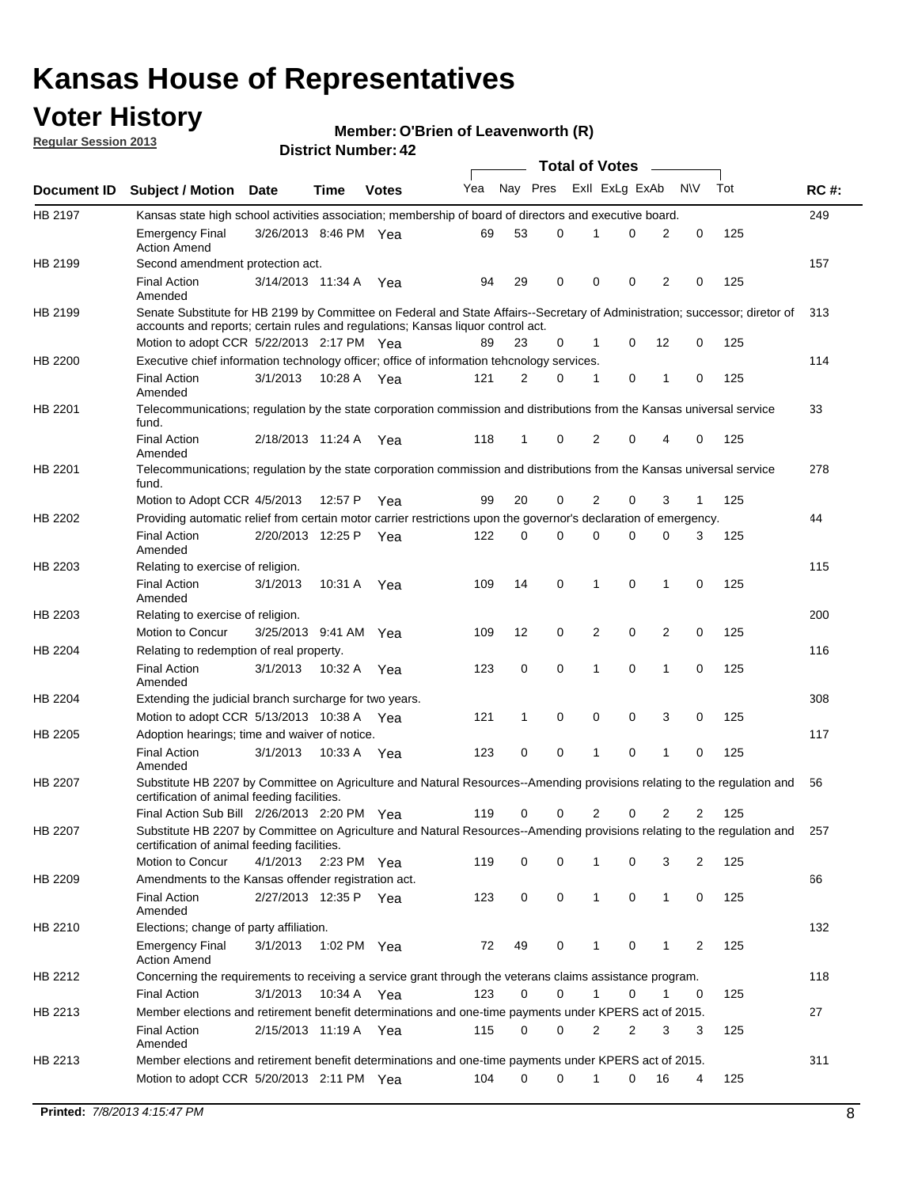# Kansas House of Representatives

## Voter History

**Regular Session 2013**

**Member: O'Brien of Leavenworth (R)**

**District Number: 42**

| Document ID | Subject / Motion | Date | Time | Votes | Yea | Nay | Pres | ExII | ExLg | ExAb | N\V | Tot | RC #: |
|---|---|---|---|---|---|---|---|---|---|---|---|---|---|
| HB 2197 | Kansas state high school activities association; membership of board of directors and executive board. | | | | | | | | | | | | 249 |
| | Emergency Final Action Amend | 3/26/2013 | 8:46 PM | Yea | 69 | 53 | 0 | 1 | 0 | 2 | 0 | 125 | |
| HB 2199 | Second amendment protection act. | | | | | | | | | | | | 157 |
| | Final Action Amended | 3/14/2013 | 11:34 A | Yea | 94 | 29 | 0 | 0 | 0 | 2 | 0 | 125 | |
| HB 2199 | Senate Substitute for HB 2199 by Committee on Federal and State Affairs--Secretary of Administration; successor; diretor of accounts and reports; certain rules and regulations; Kansas liquor control act. | | | | | | | | | | | | 313 |
| | Motion to adopt CCR | 5/22/2013 | 2:17 PM | Yea | 89 | 23 | 0 | 1 | 0 | 12 | 0 | 125 | |
| HB 2200 | Executive chief information technology officer; office of information tehcnology services. | | | | | | | | | | | | 114 |
| | Final Action Amended | 3/1/2013 | 10:28 A | Yea | 121 | 2 | 0 | 1 | 0 | 1 | 0 | 125 | |
| HB 2201 | Telecommunications; regulation by the state corporation commission and distributions from the Kansas universal service fund. | | | | | | | | | | | | 33 |
| | Final Action Amended | 2/18/2013 | 11:24 A | Yea | 118 | 1 | 0 | 2 | 0 | 4 | 0 | 125 | |
| HB 2201 | Telecommunications; regulation by the state corporation commission and distributions from the Kansas universal service fund. | | | | | | | | | | | | 278 |
| | Motion to Adopt CCR | 4/5/2013 | 12:57 P | Yea | 99 | 20 | 0 | 2 | 0 | 3 | 1 | 125 | |
| HB 2202 | Providing automatic relief from certain motor carrier restrictions upon the governor's declaration of emergency. | | | | | | | | | | | | 44 |
| | Final Action Amended | 2/20/2013 | 12:25 P | Yea | 122 | 0 | 0 | 0 | 0 | 0 | 3 | 125 | |
| HB 2203 | Relating to exercise of religion. | | | | | | | | | | | | 115 |
| | Final Action Amended | 3/1/2013 | 10:31 A | Yea | 109 | 14 | 0 | 1 | 0 | 1 | 0 | 125 | |
| HB 2203 | Relating to exercise of religion. | | | | | | | | | | | | 200 |
| | Motion to Concur | 3/25/2013 | 9:41 AM | Yea | 109 | 12 | 0 | 2 | 0 | 2 | 0 | 125 | |
| HB 2204 | Relating to redemption of real property. | | | | | | | | | | | | 116 |
| | Final Action Amended | 3/1/2013 | 10:32 A | Yea | 123 | 0 | 0 | 1 | 0 | 1 | 0 | 125 | |
| HB 2204 | Extending the judicial branch surcharge for two years. | | | | | | | | | | | | 308 |
| | Motion to adopt CCR | 5/13/2013 | 10:38 A | Yea | 121 | 1 | 0 | 0 | 0 | 3 | 0 | 125 | |
| HB 2205 | Adoption hearings; time and waiver of notice. | | | | | | | | | | | | 117 |
| | Final Action Amended | 3/1/2013 | 10:33 A | Yea | 123 | 0 | 0 | 1 | 0 | 1 | 0 | 125 | |
| HB 2207 | Substitute HB 2207 by Committee on Agriculture and Natural Resources--Amending provisions relating to the regulation and certification of animal feeding facilities. | | | | | | | | | | | | 56 |
| | Final Action Sub Bill | 2/26/2013 | 2:20 PM | Yea | 119 | 0 | 0 | 2 | 0 | 2 | 2 | 125 | |
| HB 2207 | Substitute HB 2207 by Committee on Agriculture and Natural Resources--Amending provisions relating to the regulation and certification of animal feeding facilities. | | | | | | | | | | | | 257 |
| | Motion to Concur | 4/1/2013 | 2:23 PM | Yea | 119 | 0 | 0 | 1 | 0 | 3 | 2 | 125 | |
| HB 2209 | Amendments to the Kansas offender registration act. | | | | | | | | | | | | 66 |
| | Final Action Amended | 2/27/2013 | 12:35 P | Yea | 123 | 0 | 0 | 1 | 0 | 1 | 0 | 125 | |
| HB 2210 | Elections; change of party affiliation. | | | | | | | | | | | | 132 |
| | Emergency Final Action Amend | 3/1/2013 | 1:02 PM | Yea | 72 | 49 | 0 | 1 | 0 | 1 | 2 | 125 | |
| HB 2212 | Concerning the requirements to receiving a service grant through the veterans claims assistance program. | | | | | | | | | | | | 118 |
| | Final Action | 3/1/2013 | 10:34 A | Yea | 123 | 0 | 0 | 1 | 0 | 1 | 0 | 125 | |
| HB 2213 | Member elections and retirement benefit determinations and one-time payments under KPERS act of 2015. | | | | | | | | | | | | 27 |
| | Final Action Amended | 2/15/2013 | 11:19 A | Yea | 115 | 0 | 0 | 2 | 2 | 3 | 3 | 125 | |
| HB 2213 | Member elections and retirement benefit determinations and one-time payments under KPERS act of 2015. | | | | | | | | | | | | 311 |
| | Motion to adopt CCR | 5/20/2013 | 2:11 PM | Yea | 104 | 0 | 0 | 1 | 0 | 16 | 4 | 125 | |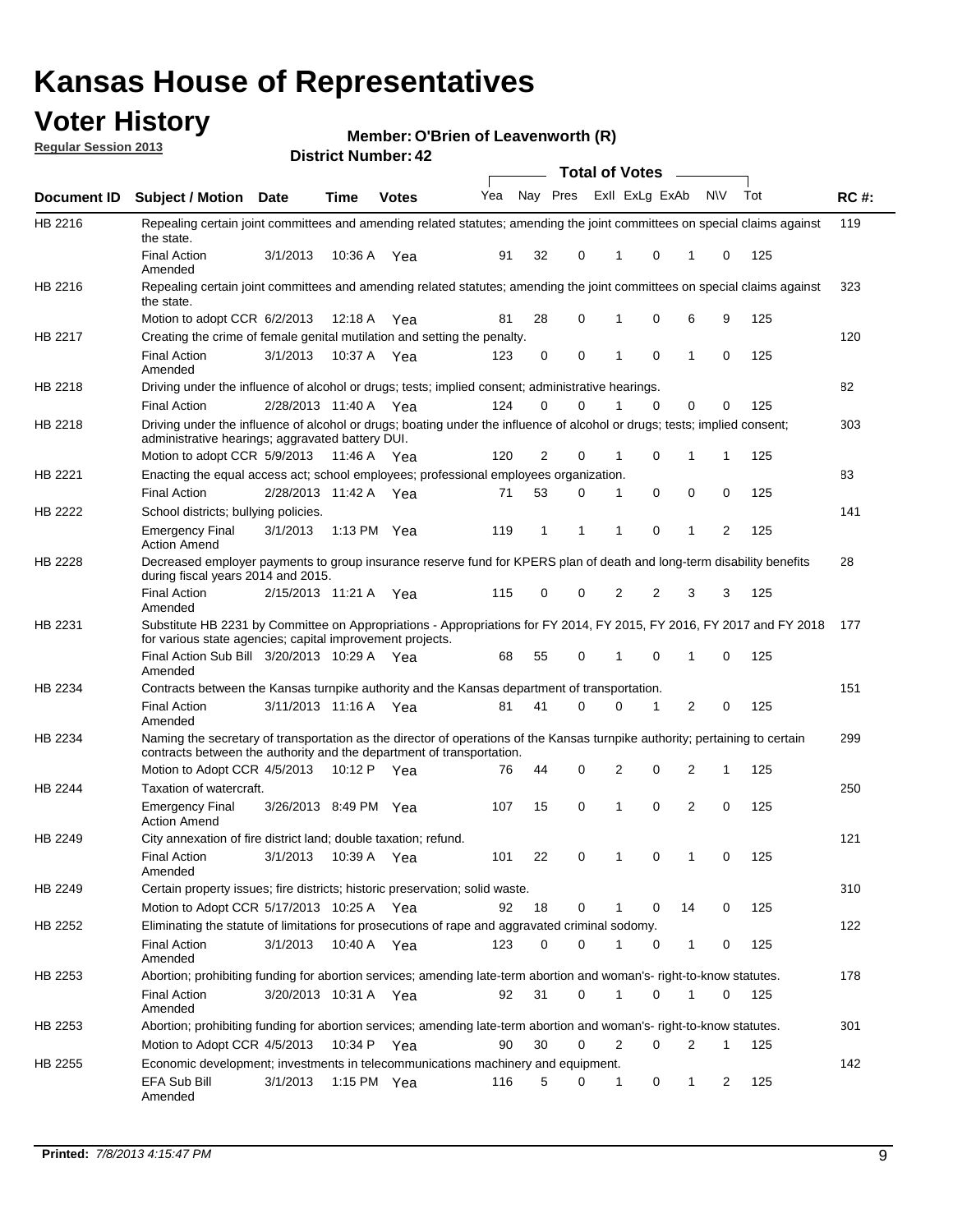# Kansas House of Representatives

## Voter History

**Regular Session 2013**

**Member: O'Brien of Leavenworth (R)**

**District Number: 42**

| Document ID | Subject / Motion | Date | Time | Votes | Yea | Nay | Pres | ExII | ExLg | ExAb | N\V | Tot | RC #: |
|---|---|---|---|---|---|---|---|---|---|---|---|---|---|
| HB 2216 | Repealing certain joint committees and amending related statutes; amending the joint committees on special claims against the state. | | | | | | | | | | | | 119 |
| | Final Action Amended | 3/1/2013 | 10:36 A | Yea | 91 | 32 | 0 | 1 | 0 | 1 | 0 | 125 | |
| HB 2216 | Repealing certain joint committees and amending related statutes; amending the joint committees on special claims against the state. | | | | | | | | | | | | 323 |
| | Motion to adopt CCR | 6/2/2013 | 12:18 A | Yea | 81 | 28 | 0 | 1 | 0 | 6 | 9 | 125 | |
| HB 2217 | Creating the crime of female genital mutilation and setting the penalty. | | | | | | | | | | | | 120 |
| | Final Action Amended | 3/1/2013 | 10:37 A | Yea | 123 | 0 | 0 | 1 | 0 | 1 | 0 | 125 | |
| HB 2218 | Driving under the influence of alcohol or drugs; tests; implied consent; administrative hearings. | | | | | | | | | | | | 82 |
| | Final Action | 2/28/2013 | 11:40 A | Yea | 124 | 0 | 0 | 1 | 0 | 0 | 0 | 125 | |
| HB 2218 | Driving under the influence of alcohol or drugs; boating under the influence of alcohol or drugs; tests; implied consent; administrative hearings; aggravated battery DUI. | | | | | | | | | | | | 303 |
| | Motion to adopt CCR | 5/9/2013 | 11:46 A | Yea | 120 | 2 | 0 | 1 | 0 | 1 | 1 | 125 | |
| HB 2221 | Enacting the equal access act; school employees; professional employees organization. | | | | | | | | | | | | 83 |
| | Final Action | 2/28/2013 | 11:42 A | Yea | 71 | 53 | 0 | 1 | 0 | 0 | 0 | 125 | |
| HB 2222 | School districts; bullying policies. | | | | | | | | | | | | 141 |
| | Emergency Final Action Amend | 3/1/2013 | 1:13 PM | Yea | 119 | 1 | 1 | 1 | 0 | 1 | 2 | 125 | |
| HB 2228 | Decreased employer payments to group insurance reserve fund for KPERS plan of death and long-term disability benefits during fiscal years 2014 and 2015. | | | | | | | | | | | | 28 |
| | Final Action Amended | 2/15/2013 | 11:21 A | Yea | 115 | 0 | 0 | 2 | 2 | 3 | 3 | 125 | |
| HB 2231 | Substitute HB 2231 by Committee on Appropriations - Appropriations for FY 2014, FY 2015, FY 2016, FY 2017 and FY 2018 for various state agencies; capital improvement projects. | | | | | | | | | | | | 177 |
| | Final Action Sub Bill Amended | 3/20/2013 | 10:29 A | Yea | 68 | 55 | 0 | 1 | 0 | 1 | 0 | 125 | |
| HB 2234 | Contracts between the Kansas turnpike authority and the Kansas department of transportation. | | | | | | | | | | | | 151 |
| | Final Action Amended | 3/11/2013 | 11:16 A | Yea | 81 | 41 | 0 | 0 | 1 | 2 | 0 | 125 | |
| HB 2234 | Naming the secretary of transportation as the director of operations of the Kansas turnpike authority; pertaining to certain contracts between the authority and the department of transportation. | | | | | | | | | | | | 299 |
| | Motion to Adopt CCR | 4/5/2013 | 10:12 P | Yea | 76 | 44 | 0 | 2 | 0 | 2 | 1 | 125 | |
| HB 2244 | Taxation of watercraft. | | | | | | | | | | | | 250 |
| | Emergency Final Action Amend | 3/26/2013 | 8:49 PM | Yea | 107 | 15 | 0 | 1 | 0 | 2 | 0 | 125 | |
| HB 2249 | City annexation of fire district land; double taxation; refund. | | | | | | | | | | | | 121 |
| | Final Action Amended | 3/1/2013 | 10:39 A | Yea | 101 | 22 | 0 | 1 | 0 | 1 | 0 | 125 | |
| HB 2249 | Certain property issues; fire districts; historic preservation; solid waste. | | | | | | | | | | | | 310 |
| | Motion to Adopt CCR | 5/17/2013 | 10:25 A | Yea | 92 | 18 | 0 | 1 | 0 | 14 | 0 | 125 | |
| HB 2252 | Eliminating the statute of limitations for prosecutions of rape and aggravated criminal sodomy. | | | | | | | | | | | | 122 |
| | Final Action Amended | 3/1/2013 | 10:40 A | Yea | 123 | 0 | 0 | 1 | 0 | 1 | 0 | 125 | |
| HB 2253 | Abortion; prohibiting funding for abortion services; amending late-term abortion and woman's- right-to-know statutes. | | | | | | | | | | | | 178 |
| | Final Action Amended | 3/20/2013 | 10:31 A | Yea | 92 | 31 | 0 | 1 | 0 | 1 | 0 | 125 | |
| HB 2253 | Abortion; prohibiting funding for abortion services; amending late-term abortion and woman's- right-to-know statutes. | | | | | | | | | | | | 301 |
| | Motion to Adopt CCR | 4/5/2013 | 10:34 P | Yea | 90 | 30 | 0 | 2 | 0 | 2 | 1 | 125 | |
| HB 2255 | Economic development; investments in telecommunications machinery and equipment. | | | | | | | | | | | | 142 |
| | EFA Sub Bill Amended | 3/1/2013 | 1:15 PM | Yea | 116 | 5 | 0 | 1 | 0 | 1 | 2 | 125 | |

**Printed:** *7/8/2013 4:15:47 PM*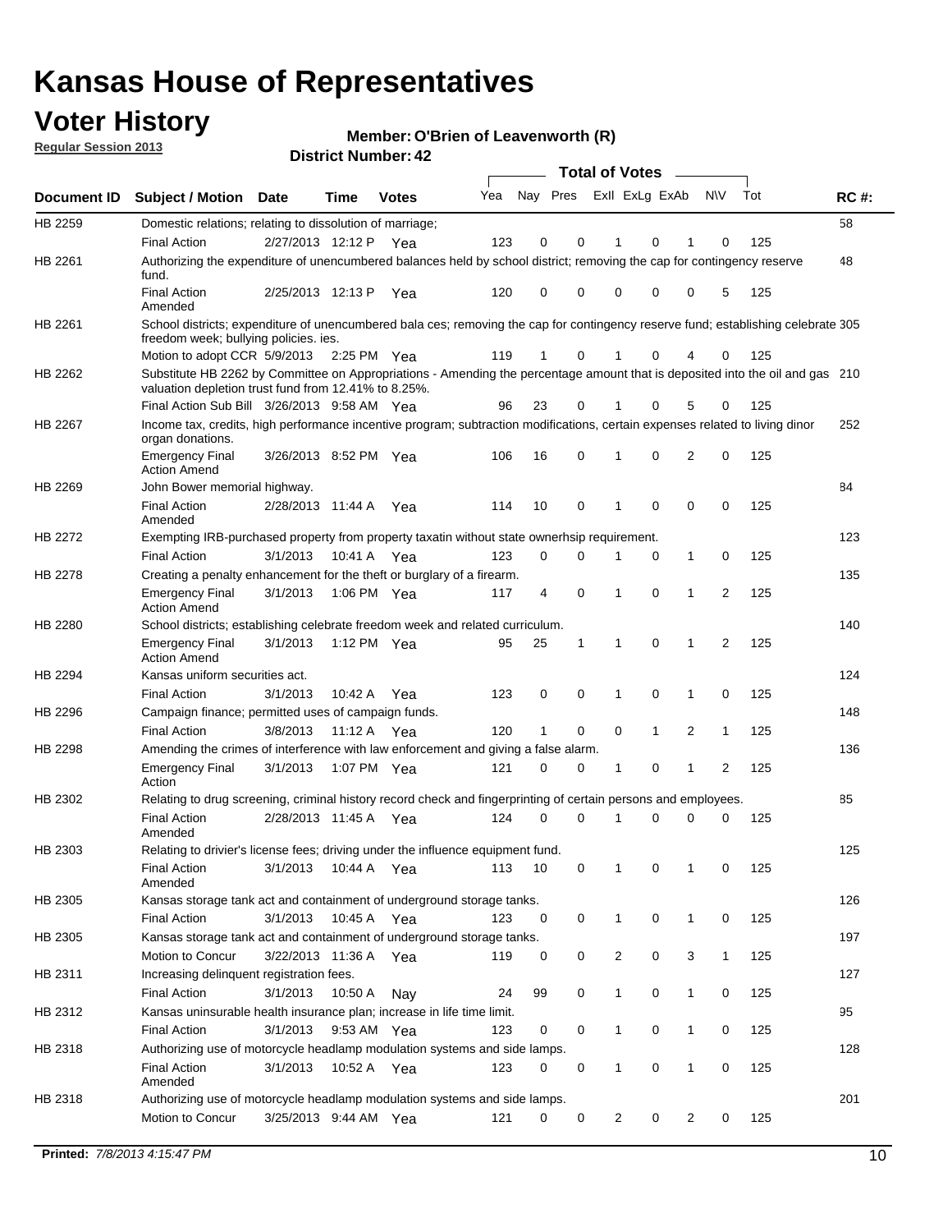# Kansas House of Representatives

## Voter History

**Regular Session 2013**

**Member: O'Brien of Leavenworth (R)**

**District Number: 42**

| Document ID | Subject / Motion | Date | Time | Votes | Yea | Nay | Pres | ExII | ExLg | ExAb | N\V | Tot | RC #: |
|---|---|---|---|---|---|---|---|---|---|---|---|---|---|
| HB 2259 | Domestic relations; relating to dissolution of marriage; | | | | | | | | | | | | 58 |
| | Final Action | 2/27/2013 | 12:12 P | Yea | 123 | 0 | 0 | 1 | 0 | 1 | 0 | 125 | |
| HB 2261 | Authorizing the expenditure of unencumbered balances held by school district; removing the cap for contingency reserve fund. | | | | | | | | | | | | 48 |
| | Final Action Amended | 2/25/2013 | 12:13 P | Yea | 120 | 0 | 0 | 0 | 0 | 0 | 5 | 125 | |
| HB 2261 | School districts; expenditure of unencumbered bala ces; removing the cap for contingency reserve fund; establishing celebrate freedom week; bullying policies. ies. | | | | | | | | | | | | 305 |
| | Motion to adopt CCR | 5/9/2013 | 2:25 PM | Yea | 119 | 1 | 0 | 1 | 0 | 4 | 0 | 125 | |
| HB 2262 | Substitute HB 2262 by Committee on Appropriations - Amending the percentage amount that is deposited into the oil and gas valuation depletion trust fund from 12.41% to 8.25%. | | | | | | | | | | | | 210 |
| | Final Action Sub Bill | 3/26/2013 | 9:58 AM | Yea | 96 | 23 | 0 | 1 | 0 | 5 | 0 | 125 | |
| HB 2267 | Income tax, credits, high performance incentive program; subtraction modifications, certain expenses related to living dinor organ donations. | | | | | | | | | | | | 252 |
| | Emergency Final Action Amend | 3/26/2013 | 8:52 PM | Yea | 106 | 16 | 0 | 1 | 0 | 2 | 0 | 125 | |
| HB 2269 | John Bower memorial highway. | | | | | | | | | | | | 84 |
| | Final Action Amended | 2/28/2013 | 11:44 A | Yea | 114 | 10 | 0 | 1 | 0 | 0 | 0 | 125 | |
| HB 2272 | Exempting IRB-purchased property from property taxatin without state ownerhsip requirement. | | | | | | | | | | | | 123 |
| | Final Action | 3/1/2013 | 10:41 A | Yea | 123 | 0 | 0 | 1 | 0 | 1 | 0 | 125 | |
| HB 2278 | Creating a penalty enhancement for the theft or burglary of a firearm. | | | | | | | | | | | | 135 |
| | Emergency Final Action Amend | 3/1/2013 | 1:06 PM | Yea | 117 | 4 | 0 | 1 | 0 | 1 | 2 | 125 | |
| HB 2280 | School districts; establishing celebrate freedom week and related curriculum. | | | | | | | | | | | | 140 |
| | Emergency Final Action Amend | 3/1/2013 | 1:12 PM | Yea | 95 | 25 | 1 | 1 | 0 | 1 | 2 | 125 | |
| HB 2294 | Kansas uniform securities act. | | | | | | | | | | | | 124 |
| | Final Action | 3/1/2013 | 10:42 A | Yea | 123 | 0 | 0 | 1 | 0 | 1 | 0 | 125 | |
| HB 2296 | Campaign finance; permitted uses of campaign funds. | | | | | | | | | | | | 148 |
| | Final Action | 3/8/2013 | 11:12 A | Yea | 120 | 1 | 0 | 0 | 1 | 2 | 1 | 125 | |
| HB 2298 | Amending the crimes of interference with law enforcement and giving a false alarm. | | | | | | | | | | | | 136 |
| | Emergency Final Action | 3/1/2013 | 1:07 PM | Yea | 121 | 0 | 0 | 1 | 0 | 1 | 2 | 125 | |
| HB 2302 | Relating to drug screening, criminal history record check and fingerprinting of certain persons and employees. | | | | | | | | | | | | 85 |
| | Final Action Amended | 2/28/2013 | 11:45 A | Yea | 124 | 0 | 0 | 1 | 0 | 0 | 0 | 125 | |
| HB 2303 | Relating to drivier's license fees; driving under the influence equipment fund. | | | | | | | | | | | | 125 |
| | Final Action Amended | 3/1/2013 | 10:44 A | Yea | 113 | 10 | 0 | 1 | 0 | 1 | 0 | 125 | |
| HB 2305 | Kansas storage tank act and containment of underground storage tanks. | | | | | | | | | | | | 126 |
| | Final Action | 3/1/2013 | 10:45 A | Yea | 123 | 0 | 0 | 1 | 0 | 1 | 0 | 125 | |
| HB 2305 | Kansas storage tank act and containment of underground storage tanks. | | | | | | | | | | | | 197 |
| | Motion to Concur | 3/22/2013 | 11:36 A | Yea | 119 | 0 | 0 | 2 | 0 | 3 | 1 | 125 | |
| HB 2311 | Increasing delinquent registration fees. | | | | | | | | | | | | 127 |
| | Final Action | 3/1/2013 | 10:50 A | Nay | 24 | 99 | 0 | 1 | 0 | 1 | 0 | 125 | |
| HB 2312 | Kansas uninsurable health insurance plan; increase in life time limit. | | | | | | | | | | | | 95 |
| | Final Action | 3/1/2013 | 9:53 AM | Yea | 123 | 0 | 0 | 1 | 0 | 1 | 0 | 125 | |
| HB 2318 | Authorizing use of motorcycle headlamp modulation systems and side lamps. | | | | | | | | | | | | 128 |
| | Final Action Amended | 3/1/2013 | 10:52 A | Yea | 123 | 0 | 0 | 1 | 0 | 1 | 0 | 125 | |
| HB 2318 | Authorizing use of motorcycle headlamp modulation systems and side lamps. | | | | | | | | | | | | 201 |
| | Motion to Concur | 3/25/2013 | 9:44 AM | Yea | 121 | 0 | 0 | 2 | 0 | 2 | 0 | 125 | |

**Printed:** *7/8/2013 4:15:47 PM*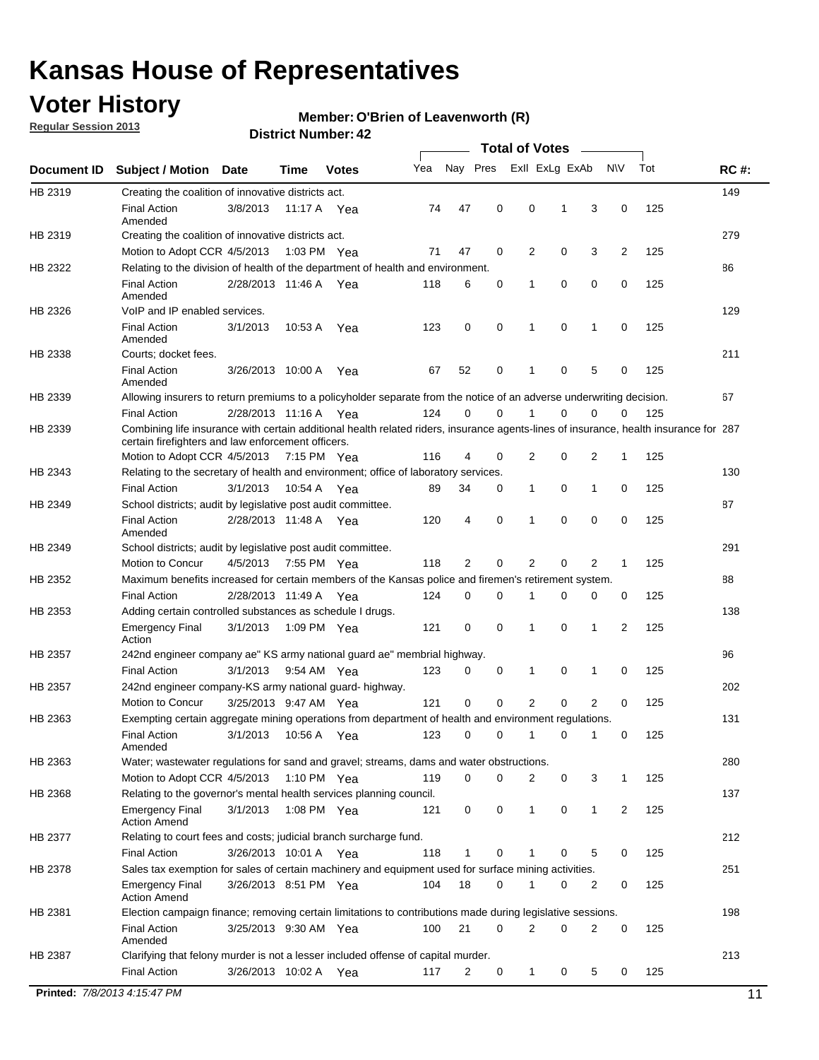# Kansas House of Representatives

## Voter History

**Regular Session 2013**

**Member: O'Brien of Leavenworth (R)**

**District Number: 42**

| Document ID | Subject / Motion | Date | Time | Votes | Yea | Nay | Pres | ExII | ExLg | ExAb | N\V | Tot | RC #: |
|---|---|---|---|---|---|---|---|---|---|---|---|---|---|
| HB 2319 | Creating the coalition of innovative districts act. | | | | | | | | | | | | 149 |
| | Final Action Amended | 3/8/2013 | 11:17 A | Yea | 74 | 47 | 0 | 0 | 1 | 3 | 0 | 125 | |
| HB 2319 | Creating the coalition of innovative districts act. | | | | | | | | | | | | 279 |
| | Motion to Adopt CCR | 4/5/2013 | 1:03 PM | Yea | 71 | 47 | 0 | 2 | 0 | 3 | 2 | 125 | |
| HB 2322 | Relating to the division of health of the department of health and environment. | | | | | | | | | | | | 86 |
| | Final Action Amended | 2/28/2013 | 11:46 A | Yea | 118 | 6 | 0 | 1 | 0 | 0 | 0 | 125 | |
| HB 2326 | VoIP and IP enabled services. | | | | | | | | | | | | 129 |
| | Final Action Amended | 3/1/2013 | 10:53 A | Yea | 123 | 0 | 0 | 1 | 0 | 1 | 0 | 125 | |
| HB 2338 | Courts; docket fees. | | | | | | | | | | | | 211 |
| | Final Action Amended | 3/26/2013 | 10:00 A | Yea | 67 | 52 | 0 | 1 | 0 | 5 | 0 | 125 | |
| HB 2339 | Allowing insurers to return premiums to a policyholder separate from the notice of an adverse underwriting decision. | | | | | | | | | | | | 67 |
| | Final Action | 2/28/2013 | 11:16 A | Yea | 124 | 0 | 0 | 1 | 0 | 0 | 0 | 125 | |
| HB 2339 | Combining life insurance with certain additional health related riders, insurance agents-lines of insurance, health insurance for certain firefighters and law enforcement officers. | | | | | | | | | | | | 287 |
| | Motion to Adopt CCR | 4/5/2013 | 7:15 PM | Yea | 116 | 4 | 0 | 2 | 0 | 2 | 1 | 125 | |
| HB 2343 | Relating to the secretary of health and environment; office of laboratory services. | | | | | | | | | | | | 130 |
| | Final Action | 3/1/2013 | 10:54 A | Yea | 89 | 34 | 0 | 1 | 0 | 1 | 0 | 125 | |
| HB 2349 | School districts; audit by legislative post audit committee. | | | | | | | | | | | | 87 |
| | Final Action Amended | 2/28/2013 | 11:48 A | Yea | 120 | 4 | 0 | 1 | 0 | 0 | 0 | 125 | |
| HB 2349 | School districts; audit by legislative post audit committee. | | | | | | | | | | | | 291 |
| | Motion to Concur | 4/5/2013 | 7:55 PM | Yea | 118 | 2 | 0 | 2 | 0 | 2 | 1 | 125 | |
| HB 2352 | Maximum benefits increased for certain members of the Kansas police and firemen's retirement system. | | | | | | | | | | | | 88 |
| | Final Action | 2/28/2013 | 11:49 A | Yea | 124 | 0 | 0 | 1 | 0 | 0 | 0 | 125 | |
| HB 2353 | Adding certain controlled substances as schedule I drugs. | | | | | | | | | | | | 138 |
| | Emergency Final Action | 3/1/2013 | 1:09 PM | Yea | 121 | 0 | 0 | 1 | 0 | 1 | 2 | 125 | |
| HB 2357 | 242nd engineer company ae" KS army national guard ae" membrial highway. | | | | | | | | | | | | 96 |
| | Final Action | 3/1/2013 | 9:54 AM | Yea | 123 | 0 | 0 | 1 | 0 | 1 | 0 | 125 | |
| HB 2357 | 242nd engineer company-KS army national guard- highway. | | | | | | | | | | | | 202 |
| | Motion to Concur | 3/25/2013 | 9:47 AM | Yea | 121 | 0 | 0 | 2 | 0 | 2 | 0 | 125 | |
| HB 2363 | Exempting certain aggregate mining operations from department of health and environment regulations. | | | | | | | | | | | | 131 |
| | Final Action Amended | 3/1/2013 | 10:56 A | Yea | 123 | 0 | 0 | 1 | 0 | 1 | 0 | 125 | |
| HB 2363 | Water; wastewater regulations for sand and gravel; streams, dams and water obstructions. | | | | | | | | | | | | 280 |
| | Motion to Adopt CCR | 4/5/2013 | 1:10 PM | Yea | 119 | 0 | 0 | 2 | 0 | 3 | 1 | 125 | |
| HB 2368 | Relating to the governor's mental health services planning council. | | | | | | | | | | | | 137 |
| | Emergency Final Action Amend | 3/1/2013 | 1:08 PM | Yea | 121 | 0 | 0 | 1 | 0 | 1 | 2 | 125 | |
| HB 2377 | Relating to court fees and costs; judicial branch surcharge fund. | | | | | | | | | | | | 212 |
| | Final Action | 3/26/2013 | 10:01 A | Yea | 118 | 1 | 0 | 1 | 0 | 5 | 0 | 125 | |
| HB 2378 | Sales tax exemption for sales of certain machinery and equipment used for surface mining activities. | | | | | | | | | | | | 251 |
| | Emergency Final Action Amend | 3/26/2013 | 8:51 PM | Yea | 104 | 18 | 0 | 1 | 0 | 2 | 0 | 125 | |
| HB 2381 | Election campaign finance; removing certain limitations to contributions made during legislative sessions. | | | | | | | | | | | | 198 |
| | Final Action Amended | 3/25/2013 | 9:30 AM | Yea | 100 | 21 | 0 | 2 | 0 | 2 | 0 | 125 | |
| HB 2387 | Clarifying that felony murder is not a lesser included offense of capital murder. | | | | | | | | | | | | 213 |
| | Final Action | 3/26/2013 | 10:02 A | Yea | 117 | 2 | 0 | 1 | 0 | 5 | 0 | 125 | |

**Printed:** *7/8/2013 4:15:47 PM*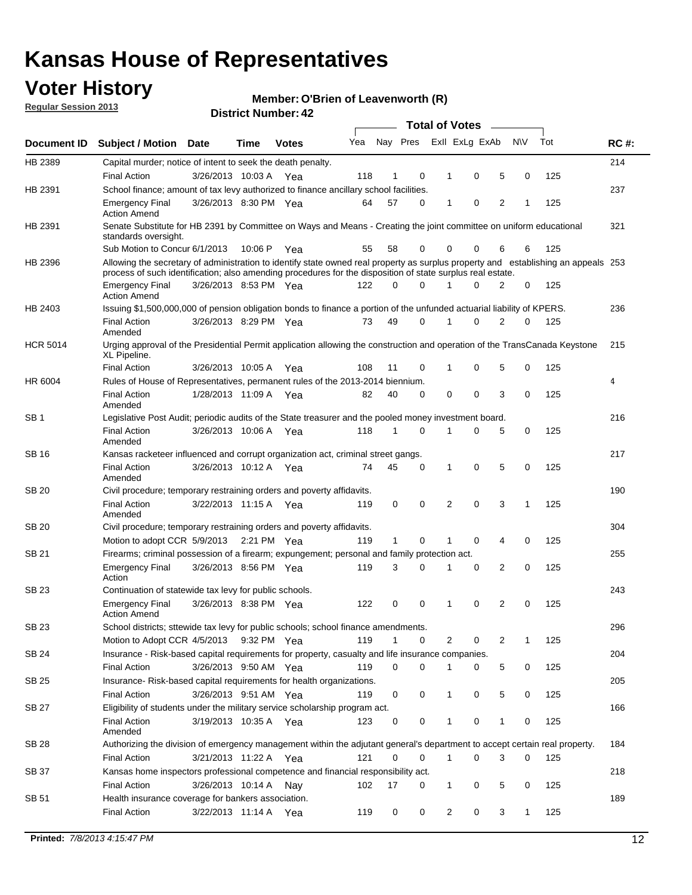# Kansas House of Representatives

## Voter History

**Regular Session 2013**

**Member: O'Brien of Leavenworth (R)**

**District Number: 42**

| Document ID | Subject / Motion | Date | Time | Votes | Yea | Nay | Pres | ExII | ExLg | ExAb | N\V | Tot | RC #: |
|---|---|---|---|---|---|---|---|---|---|---|---|---|---|
| HB 2389 | Capital murder; notice of intent to seek the death penalty. | | | | | | | | | | | | 214 |
| | Final Action | 3/26/2013 | 10:03 A | Yea | 118 | 1 | 0 | 1 | 0 | 5 | 0 | 125 | |
| HB 2391 | School finance; amount of tax levy authorized to finance ancillary school facilities. | | | | | | | | | | | | 237 |
| | Emergency Final Action Amend | 3/26/2013 | 8:30 PM | Yea | 64 | 57 | 0 | 1 | 0 | 2 | 1 | 125 | |
| HB 2391 | Senate Substitute for HB 2391 by Committee on Ways and Means - Creating the joint committee on uniform educational standards oversight. | | | | | | | | | | | | 321 |
| | Sub Motion to Concur | 6/1/2013 | 10:06 P | Yea | 55 | 58 | 0 | 0 | 0 | 6 | 6 | 125 | |
| HB 2396 | Allowing the secretary of administration to identify state owned real property as surplus property and establishing an appeals process of such identification; also amending procedures for the disposition of state surplus real estate. | | | | | | | | | | | | 253 |
| | Emergency Final Action Amend | 3/26/2013 | 8:53 PM | Yea | 122 | 0 | 0 | 1 | 0 | 2 | 0 | 125 | |
| HB 2403 | Issuing $1,500,000,000 of pension obligation bonds to finance a portion of the unfunded actuarial liability of KPERS. | | | | | | | | | | | | 236 |
| | Final Action Amended | 3/26/2013 | 8:29 PM | Yea | 73 | 49 | 0 | 1 | 0 | 2 | 0 | 125 | |
| HCR 5014 | Urging approval of the Presidential Permit application allowing the construction and operation of the TransCanada Keystone XL Pipeline. | | | | | | | | | | | | 215 |
| | Final Action | 3/26/2013 | 10:05 A | Yea | 108 | 11 | 0 | 1 | 0 | 5 | 0 | 125 | |
| HR 6004 | Rules of House of Representatives, permanent rules of the 2013-2014 biennium. | | | | | | | | | | | | 4 |
| | Final Action Amended | 1/28/2013 | 11:09 A | Yea | 82 | 40 | 0 | 0 | 0 | 3 | 0 | 125 | |
| SB 1 | Legislative Post Audit; periodic audits of the State treasurer and the pooled money investment board. | | | | | | | | | | | | 216 |
| | Final Action Amended | 3/26/2013 | 10:06 A | Yea | 118 | 1 | 0 | 1 | 0 | 5 | 0 | 125 | |
| SB 16 | Kansas racketeer influenced and corrupt organization act, criminal street gangs. | | | | | | | | | | | | 217 |
| | Final Action Amended | 3/26/2013 | 10:12 A | Yea | 74 | 45 | 0 | 1 | 0 | 5 | 0 | 125 | |
| SB 20 | Civil procedure; temporary restraining orders and poverty affidavits. | | | | | | | | | | | | 190 |
| | Final Action Amended | 3/22/2013 | 11:15 A | Yea | 119 | 0 | 0 | 2 | 0 | 3 | 1 | 125 | |
| SB 20 | Civil procedure; temporary restraining orders and poverty affidavits. | | | | | | | | | | | | 304 |
| | Motion to adopt CCR | 5/9/2013 | 2:21 PM | Yea | 119 | 1 | 0 | 1 | 0 | 4 | 0 | 125 | |
| SB 21 | Firearms; criminal possession of a firearm; expungement; personal and family protection act. | | | | | | | | | | | | 255 |
| | Emergency Final Action | 3/26/2013 | 8:56 PM | Yea | 119 | 3 | 0 | 1 | 0 | 2 | 0 | 125 | |
| SB 23 | Continuation of statewide tax levy for public schools. | | | | | | | | | | | | 243 |
| | Emergency Final Action Amend | 3/26/2013 | 8:38 PM | Yea | 122 | 0 | 0 | 1 | 0 | 2 | 0 | 125 | |
| SB 23 | School districts; sttewide tax levy for public schools; school finance amendments. | | | | | | | | | | | | 296 |
| | Motion to Adopt CCR | 4/5/2013 | 9:32 PM | Yea | 119 | 1 | 0 | 2 | 0 | 2 | 1 | 125 | |
| SB 24 | Insurance - Risk-based capital requirements for property, casualty and life insurance companies. | | | | | | | | | | | | 204 |
| | Final Action | 3/26/2013 | 9:50 AM | Yea | 119 | 0 | 0 | 1 | 0 | 5 | 0 | 125 | |
| SB 25 | Insurance- Risk-based capital requirements for health organizations. | | | | | | | | | | | | 205 |
| | Final Action | 3/26/2013 | 9:51 AM | Yea | 119 | 0 | 0 | 1 | 0 | 5 | 0 | 125 | |
| SB 27 | Eligibility of students under the military service scholarship program act. | | | | | | | | | | | | 166 |
| | Final Action Amended | 3/19/2013 | 10:35 A | Yea | 123 | 0 | 0 | 1 | 0 | 1 | 0 | 125 | |
| SB 28 | Authorizing the division of emergency management within the adjutant general's department to accept certain real property. | | | | | | | | | | | | 184 |
| | Final Action | 3/21/2013 | 11:22 A | Yea | 121 | 0 | 0 | 1 | 0 | 3 | 0 | 125 | |
| SB 37 | Kansas home inspectors professional competence and financial responsibility act. | | | | | | | | | | | | 218 |
| | Final Action | 3/26/2013 | 10:14 A | Nay | 102 | 17 | 0 | 1 | 0 | 5 | 0 | 125 | |
| SB 51 | Health insurance coverage for bankers association. | | | | | | | | | | | | 189 |
| | Final Action | 3/22/2013 | 11:14 A | Yea | 119 | 0 | 0 | 2 | 0 | 3 | 1 | 125 | |

**Printed:** *7/8/2013 4:15:47 PM*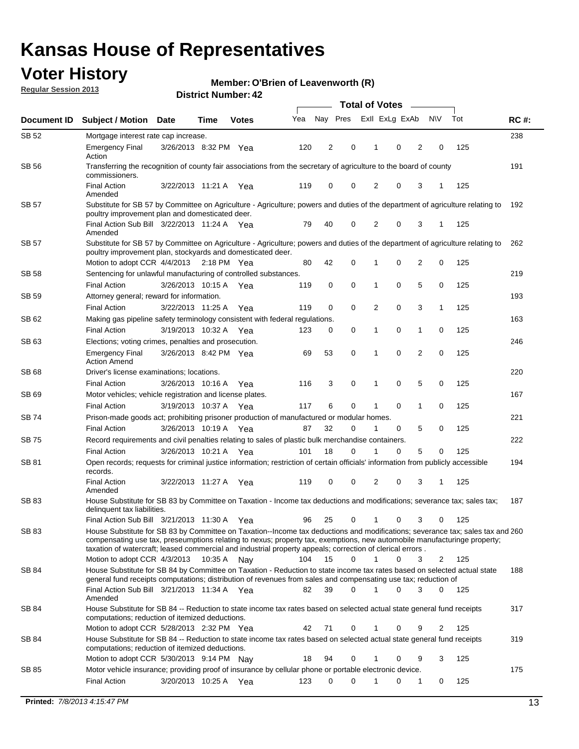# Kansas House of Representatives

## Voter History

**Regular Session 2013**

**Member: O'Brien of Leavenworth (R)**

**District Number: 42**

| Document ID | Subject / Motion | Date | Time | Votes | Yea | Nay | Pres | ExII | ExLg | ExAb | N\V | Tot | RC #: |
|---|---|---|---|---|---|---|---|---|---|---|---|---|---|
| SB 52 | Mortgage interest rate cap increase. | | | | | | | | | | | | 238 |
| | Emergency Final Action | 3/26/2013 | 8:32 PM | Yea | 120 | 2 | 0 | 1 | 0 | 2 | 0 | 125 | |
| SB 56 | Transferring the recognition of county fair associations from the secretary of agriculture to the board of county commissioners. | | | | | | | | | | | | 191 |
| | Final Action Amended | 3/22/2013 | 11:21 A | Yea | 119 | 0 | 0 | 2 | 0 | 3 | 1 | 125 | |
| SB 57 | Substitute for SB 57 by Committee on Agriculture - Agriculture; powers and duties of the department of agriculture relating to poultry improvement plan and domesticated deer. | | | | | | | | | | | | 192 |
| | Final Action Sub Bill Amended | 3/22/2013 | 11:24 A | Yea | 79 | 40 | 0 | 2 | 0 | 3 | 1 | 125 | |
| SB 57 | Substitute for SB 57 by Committee on Agriculture - Agriculture; powers and duties of the department of agriculture relating to poultry improvement plan, stockyards and domesticated deer. | | | | | | | | | | | | 262 |
| | Motion to adopt CCR | 4/4/2013 | 2:18 PM | Yea | 80 | 42 | 0 | 1 | 0 | 2 | 0 | 125 | |
| SB 58 | Sentencing for unlawful manufacturing of controlled substances. | | | | | | | | | | | | 219 |
| | Final Action | 3/26/2013 | 10:15 A | Yea | 119 | 0 | 0 | 1 | 0 | 5 | 0 | 125 | |
| SB 59 | Attorney general; reward for information. | | | | | | | | | | | | 193 |
| | Final Action | 3/22/2013 | 11:25 A | Yea | 119 | 0 | 0 | 2 | 0 | 3 | 1 | 125 | |
| SB 62 | Making gas pipeline safety terminology consistent with federal regulations. | | | | | | | | | | | | 163 |
| | Final Action | 3/19/2013 | 10:32 A | Yea | 123 | 0 | 0 | 1 | 0 | 1 | 0 | 125 | |
| SB 63 | Elections; voting crimes, penalties and prosecution. | | | | | | | | | | | | 246 |
| | Emergency Final Action Amend | 3/26/2013 | 8:42 PM | Yea | 69 | 53 | 0 | 1 | 0 | 2 | 0 | 125 | |
| SB 68 | Driver's license examinations; locations. | | | | | | | | | | | | 220 |
| | Final Action | 3/26/2013 | 10:16 A | Yea | 116 | 3 | 0 | 1 | 0 | 5 | 0 | 125 | |
| SB 69 | Motor vehicles; vehicle registration and license plates. | | | | | | | | | | | | 167 |
| | Final Action | 3/19/2013 | 10:37 A | Yea | 117 | 6 | 0 | 1 | 0 | 1 | 0 | 125 | |
| SB 74 | Prison-made goods act; prohibiting prisoner production of manufactured or modular homes. | | | | | | | | | | | | 221 |
| | Final Action | 3/26/2013 | 10:19 A | Yea | 87 | 32 | 0 | 1 | 0 | 5 | 0 | 125 | |
| SB 75 | Record requirements and civil penalties relating to sales of plastic bulk merchandise containers. | | | | | | | | | | | | 222 |
| | Final Action | 3/26/2013 | 10:21 A | Yea | 101 | 18 | 0 | 1 | 0 | 5 | 0 | 125 | |
| SB 81 | Open records; requests for criminal justice information; restriction of certain officials' information from publicly accessible records. | | | | | | | | | | | | 194 |
| | Final Action Amended | 3/22/2013 | 11:27 A | Yea | 119 | 0 | 0 | 2 | 0 | 3 | 1 | 125 | |
| SB 83 | House Substitute for SB 83 by Committee on Taxation - Income tax deductions and modifications; severance tax; sales tax; delinquent tax liabilities. | | | | | | | | | | | | 187 |
| | Final Action Sub Bill | 3/21/2013 | 11:30 A | Yea | 96 | 25 | 0 | 1 | 0 | 3 | 0 | 125 | |
| SB 83 | House Substitute for SB 83 by Committee on Taxation--Income tax deductions and modifications; severance tax; sales tax and compensating use tax, preseumptions relating to nexus; property tax, exemptions, new automobile manufacturinge property; taxation of watercraft; leased commercial and industrial property appeals; correction of clerical errors . | | | | | | | | | | | | 260 |
| | Motion to adopt CCR | 4/3/2013 | 10:35 A | Nay | 104 | 15 | 0 | 1 | 0 | 3 | 2 | 125 | |
| SB 84 | House Substitute for SB 84 by Committee on Taxation - Reduction to state income tax rates based on selected actual state general fund receipts computations; distribution of revenues from sales and compensating use tax; reduction of | | | | | | | | | | | | 188 |
| | Final Action Sub Bill Amended | 3/21/2013 | 11:34 A | Yea | 82 | 39 | 0 | 1 | 0 | 3 | 0 | 125 | |
| SB 84 | House Substitute for SB 84 -- Reduction to state income tax rates based on selected actual state general fund receipts computations; reduction of itemized deductions. | | | | | | | | | | | | 317 |
| | Motion to adopt CCR | 5/28/2013 | 2:32 PM | Yea | 42 | 71 | 0 | 1 | 0 | 9 | 2 | 125 | |
| SB 84 | House Substitute for SB 84 -- Reduction to state income tax rates based on selected actual state general fund receipts computations; reduction of itemized deductions. | | | | | | | | | | | | 319 |
| | Motion to adopt CCR | 5/30/2013 | 9:14 PM | Nay | 18 | 94 | 0 | 1 | 0 | 9 | 3 | 125 | |
| SB 85 | Motor vehicle insurance; providing proof of insurance by cellular phone or portable electronic device. | | | | | | | | | | | | 175 |
| | Final Action | 3/20/2013 | 10:25 A | Yea | 123 | 0 | 0 | 1 | 0 | 1 | 0 | 125 | |

**Printed:** *7/8/2013 4:15:47 PM*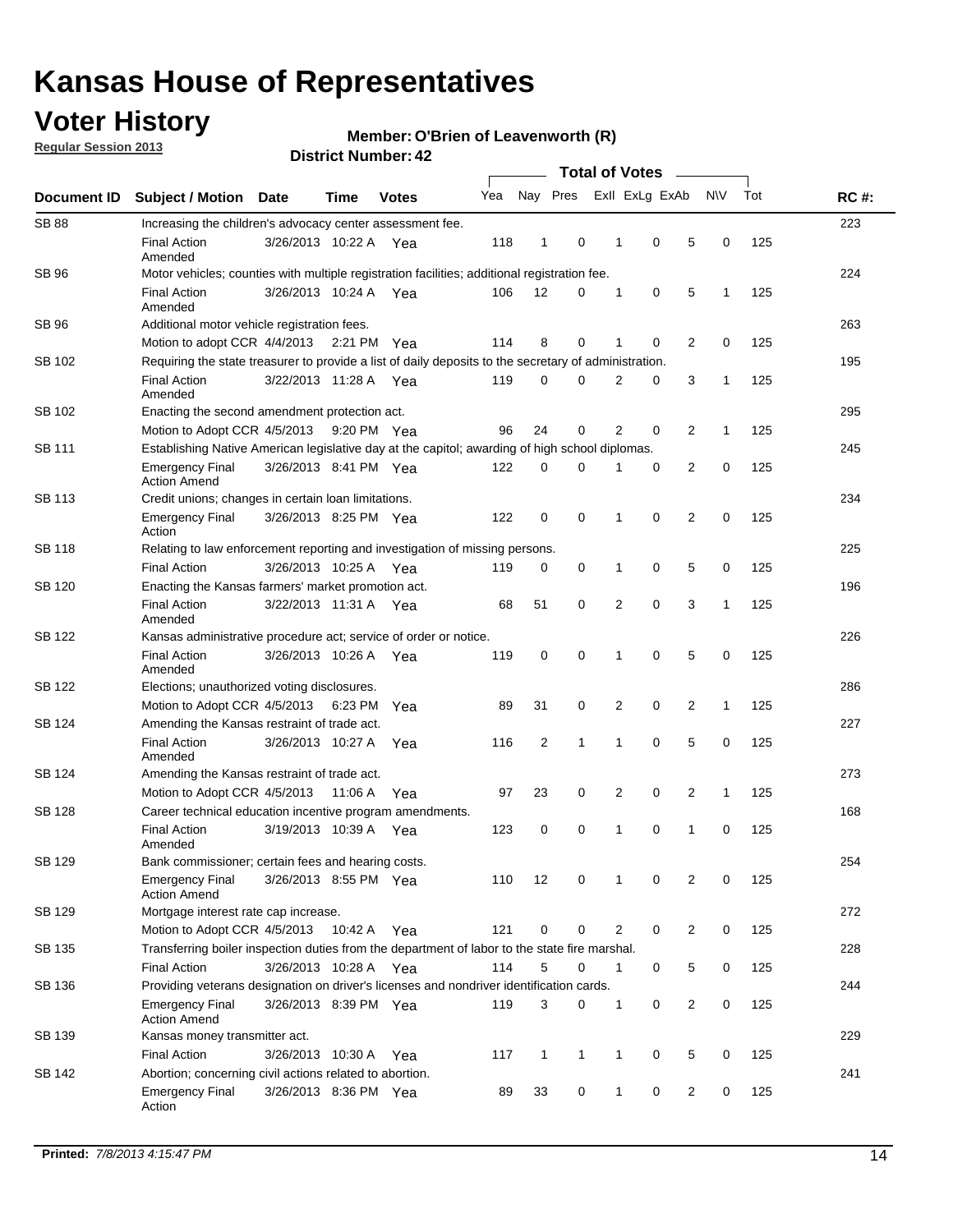# Kansas House of Representatives

## Voter History

**Regular Session 2013**

**Member: O'Brien of Leavenworth (R)**

**District Number: 42**

| Document ID | Subject / Motion | Date | Time | Votes | Yea | Nay | Pres | ExII | ExLg | ExAb | N\V | Tot | RC #: |
|---|---|---|---|---|---|---|---|---|---|---|---|---|---|
| SB 88 | Increasing the children's advocacy center assessment fee. | | | | | | | | | | | | 223 |
| | Final Action Amended | 3/26/2013 | 10:22 A | Yea | 118 | 1 | 0 | 1 | 0 | 5 | 0 | 125 | |
| SB 96 | Motor vehicles; counties with multiple registration facilities; additional registration fee. | | | | | | | | | | | | 224 |
| | Final Action Amended | 3/26/2013 | 10:24 A | Yea | 106 | 12 | 0 | 1 | 0 | 5 | 1 | 125 | |
| SB 96 | Additional motor vehicle registration fees. | | | | | | | | | | | | 263 |
| | Motion to adopt CCR | 4/4/2013 | 2:21 PM | Yea | 114 | 8 | 0 | 1 | 0 | 2 | 0 | 125 | |
| SB 102 | Requiring the state treasurer to provide a list of daily deposits to the secretary of administration. | | | | | | | | | | | | 195 |
| | Final Action Amended | 3/22/2013 | 11:28 A | Yea | 119 | 0 | 0 | 2 | 0 | 3 | 1 | 125 | |
| SB 102 | Enacting the second amendment protection act. | | | | | | | | | | | | 295 |
| | Motion to Adopt CCR | 4/5/2013 | 9:20 PM | Yea | 96 | 24 | 0 | 2 | 0 | 2 | 1 | 125 | |
| SB 111 | Establishing Native American legislative day at the capitol; awarding of high school diplomas. | | | | | | | | | | | | 245 |
| | Emergency Final Action Amend | 3/26/2013 | 8:41 PM | Yea | 122 | 0 | 0 | 1 | 0 | 2 | 0 | 125 | |
| SB 113 | Credit unions; changes in certain loan limitations. | | | | | | | | | | | | 234 |
| | Emergency Final Action | 3/26/2013 | 8:25 PM | Yea | 122 | 0 | 0 | 1 | 0 | 2 | 0 | 125 | |
| SB 118 | Relating to law enforcement reporting and investigation of missing persons. | | | | | | | | | | | | 225 |
| | Final Action | 3/26/2013 | 10:25 A | Yea | 119 | 0 | 0 | 1 | 0 | 5 | 0 | 125 | |
| SB 120 | Enacting the Kansas farmers' market promotion act. | | | | | | | | | | | | 196 |
| | Final Action Amended | 3/22/2013 | 11:31 A | Yea | 68 | 51 | 0 | 2 | 0 | 3 | 1 | 125 | |
| SB 122 | Kansas administrative procedure act; service of order or notice. | | | | | | | | | | | | 226 |
| | Final Action Amended | 3/26/2013 | 10:26 A | Yea | 119 | 0 | 0 | 1 | 0 | 5 | 0 | 125 | |
| SB 122 | Elections; unauthorized voting disclosures. | | | | | | | | | | | | 286 |
| | Motion to Adopt CCR | 4/5/2013 | 6:23 PM | Yea | 89 | 31 | 0 | 2 | 0 | 2 | 1 | 125 | |
| SB 124 | Amending the Kansas restraint of trade act. | | | | | | | | | | | | 227 |
| | Final Action Amended | 3/26/2013 | 10:27 A | Yea | 116 | 2 | 1 | 1 | 0 | 5 | 0 | 125 | |
| SB 124 | Amending the Kansas restraint of trade act. | | | | | | | | | | | | 273 |
| | Motion to Adopt CCR | 4/5/2013 | 11:06 A | Yea | 97 | 23 | 0 | 2 | 0 | 2 | 1 | 125 | |
| SB 128 | Career technical education incentive program amendments. | | | | | | | | | | | | 168 |
| | Final Action Amended | 3/19/2013 | 10:39 A | Yea | 123 | 0 | 0 | 1 | 0 | 1 | 0 | 125 | |
| SB 129 | Bank commissioner; certain fees and hearing costs. | | | | | | | | | | | | 254 |
| | Emergency Final Action Amend | 3/26/2013 | 8:55 PM | Yea | 110 | 12 | 0 | 1 | 0 | 2 | 0 | 125 | |
| SB 129 | Mortgage interest rate cap increase. | | | | | | | | | | | | 272 |
| | Motion to Adopt CCR | 4/5/2013 | 10:42 A | Yea | 121 | 0 | 0 | 2 | 0 | 2 | 0 | 125 | |
| SB 135 | Transferring boiler inspection duties from the department of labor to the state fire marshal. | | | | | | | | | | | | 228 |
| | Final Action | 3/26/2013 | 10:28 A | Yea | 114 | 5 | 0 | 1 | 0 | 5 | 0 | 125 | |
| SB 136 | Providing veterans designation on driver's licenses and nondriver identification cards. | | | | | | | | | | | | 244 |
| | Emergency Final Action Amend | 3/26/2013 | 8:39 PM | Yea | 119 | 3 | 0 | 1 | 0 | 2 | 0 | 125 | |
| SB 139 | Kansas money transmitter act. | | | | | | | | | | | | 229 |
| | Final Action | 3/26/2013 | 10:30 A | Yea | 117 | 1 | 1 | 1 | 0 | 5 | 0 | 125 | |
| SB 142 | Abortion; concerning civil actions related to abortion. | | | | | | | | | | | | 241 |
| | Emergency Final Action | 3/26/2013 | 8:36 PM | Yea | 89 | 33 | 0 | 1 | 0 | 2 | 0 | 125 | |

**Printed:** *7/8/2013 4:15:47 PM*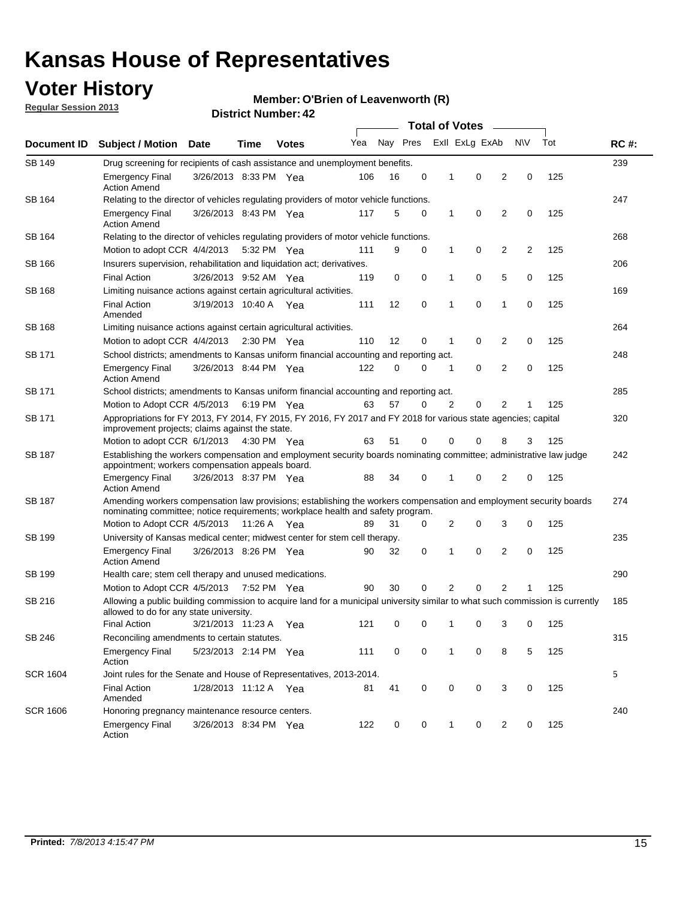# Kansas House of Representatives

## Voter History

**Regular Session 2013**

**Member: O'Brien of Leavenworth (R)**

**District Number: 42**

| Document ID | Subject / Motion | Date | Time | Votes | Yea | Nay | Pres | ExII | ExLg | ExAb | N\V | Tot | RC #: |
|---|---|---|---|---|---|---|---|---|---|---|---|---|---|
| SB 149 | Drug screening for recipients of cash assistance and unemployment benefits. | | | | | | | | | | | | 239 |
| | Emergency Final Action Amend | 3/26/2013 | 8:33 PM | Yea | 106 | 16 | 0 | 1 | 0 | 2 | 0 | 125 | |
| SB 164 | Relating to the director of vehicles regulating providers of motor vehicle functions. | | | | | | | | | | | | 247 |
| | Emergency Final Action Amend | 3/26/2013 | 8:43 PM | Yea | 117 | 5 | 0 | 1 | 0 | 2 | 0 | 125 | |
| SB 164 | Relating to the director of vehicles regulating providers of motor vehicle functions. | | | | | | | | | | | | 268 |
| | Motion to adopt CCR | 4/4/2013 | 5:32 PM | Yea | 111 | 9 | 0 | 1 | 0 | 2 | 2 | 125 | |
| SB 166 | Insurers supervision, rehabilitation and liquidation act; derivatives. | | | | | | | | | | | | 206 |
| | Final Action | 3/26/2013 | 9:52 AM | Yea | 119 | 0 | 0 | 1 | 0 | 5 | 0 | 125 | |
| SB 168 | Limiting nuisance actions against certain agricultural activities. | | | | | | | | | | | | 169 |
| | Final Action Amended | 3/19/2013 | 10:40 A | Yea | 111 | 12 | 0 | 1 | 0 | 1 | 0 | 125 | |
| SB 168 | Limiting nuisance actions against certain agricultural activities. | | | | | | | | | | | | 264 |
| | Motion to adopt CCR | 4/4/2013 | 2:30 PM | Yea | 110 | 12 | 0 | 1 | 0 | 2 | 0 | 125 | |
| SB 171 | School districts; amendments to Kansas uniform financial accounting and reporting act. | | | | | | | | | | | | 248 |
| | Emergency Final Action Amend | 3/26/2013 | 8:44 PM | Yea | 122 | 0 | 0 | 1 | 0 | 2 | 0 | 125 | |
| SB 171 | School districts; amendments to Kansas uniform financial accounting and reporting act. | | | | | | | | | | | | 285 |
| | Motion to Adopt CCR | 4/5/2013 | 6:19 PM | Yea | 63 | 57 | 0 | 2 | 0 | 2 | 1 | 125 | |
| SB 171 | Appropriations for FY 2013, FY 2014, FY 2015, FY 2016, FY 2017 and FY 2018 for various state agencies; capital improvement projects; claims against the state. | | | | | | | | | | | | 320 |
| | Motion to adopt CCR | 6/1/2013 | 4:30 PM | Yea | 63 | 51 | 0 | 0 | 0 | 8 | 3 | 125 | |
| SB 187 | Establishing the workers compensation and employment security boards nominating committee; administrative law judge appointment; workers compensation appeals board. | | | | | | | | | | | | 242 |
| | Emergency Final Action Amend | 3/26/2013 | 8:37 PM | Yea | 88 | 34 | 0 | 1 | 0 | 2 | 0 | 125 | |
| SB 187 | Amending workers compensation law provisions; establishing the workers compensation and employment security boards nominating committee; notice requirements; workplace health and safety program. | | | | | | | | | | | | 274 |
| | Motion to Adopt CCR | 4/5/2013 | 11:26 A | Yea | 89 | 31 | 0 | 2 | 0 | 3 | 0 | 125 | |
| SB 199 | University of Kansas medical center; midwest center for stem cell therapy. | | | | | | | | | | | | 235 |
| | Emergency Final Action Amend | 3/26/2013 | 8:26 PM | Yea | 90 | 32 | 0 | 1 | 0 | 2 | 0 | 125 | |
| SB 199 | Health care; stem cell therapy and unused medications. | | | | | | | | | | | | 290 |
| | Motion to Adopt CCR | 4/5/2013 | 7:52 PM | Yea | 90 | 30 | 0 | 2 | 0 | 2 | 1 | 125 | |
| SB 216 | Allowing a public building commission to acquire land for a municipal university similar to what such commission is currently allowed to do for any state university. | | | | | | | | | | | | 185 |
| | Final Action | 3/21/2013 | 11:23 A | Yea | 121 | 0 | 0 | 1 | 0 | 3 | 0 | 125 | |
| SB 246 | Reconciling amendments to certain statutes. | | | | | | | | | | | | 315 |
| | Emergency Final Action | 5/23/2013 | 2:14 PM | Yea | 111 | 0 | 0 | 1 | 0 | 8 | 5 | 125 | |
| SCR 1604 | Joint rules for the Senate and House of Representatives, 2013-2014. | | | | | | | | | | | | 5 |
| | Final Action Amended | 1/28/2013 | 11:12 A | Yea | 81 | 41 | 0 | 0 | 0 | 3 | 0 | 125 | |
| SCR 1606 | Honoring pregnancy maintenance resource centers. | | | | | | | | | | | | 240 |
| | Emergency Final Action | 3/26/2013 | 8:34 PM | Yea | 122 | 0 | 0 | 1 | 0 | 2 | 0 | 125 | |

**Printed:** *7/8/2013 4:15:47 PM*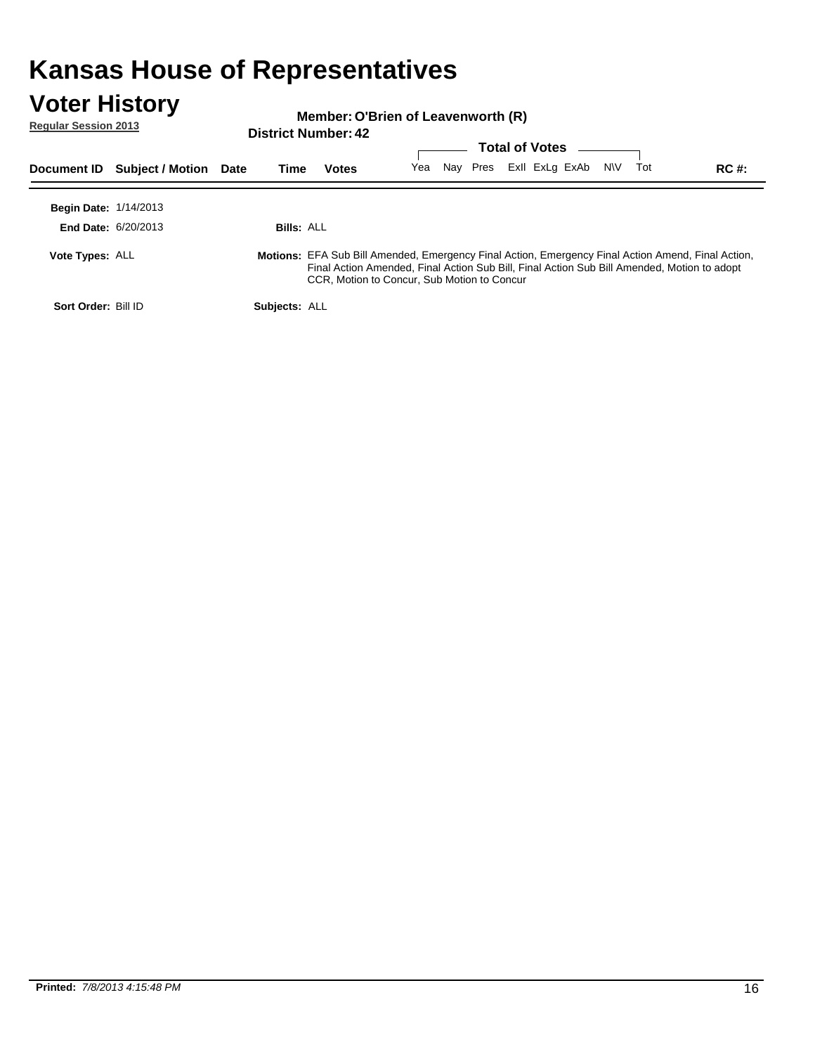# Kansas House of Representatives

## Voter History

**Regular Session 2013**

**Member:** O'Brien of Leavenworth (R)

**District Number:** 42

| Document ID | Subject / Motion | Date | Time | Votes | Yea | Nay | Pres | ExlI | ExLg | ExAb | N\V | Tot | RC #: |
|---|---|---|---|---|---|---|---|---|---|---|---|---|---|

**Begin Date:** 1/14/2013

**End Date:** 6/20/2013

**Bills:** ALL

**Vote Types:** ALL

**Motions:** EFA Sub Bill Amended, Emergency Final Action, Emergency Final Action Amend, Final Action, Final Action Amended, Final Action Sub Bill, Final Action Sub Bill Amended, Motion to adopt CCR, Motion to Concur, Sub Motion to Concur

**Sort Order:** Bill ID

**Subjects:** ALL

**Printed:** *7/8/2013 4:15:48 PM*